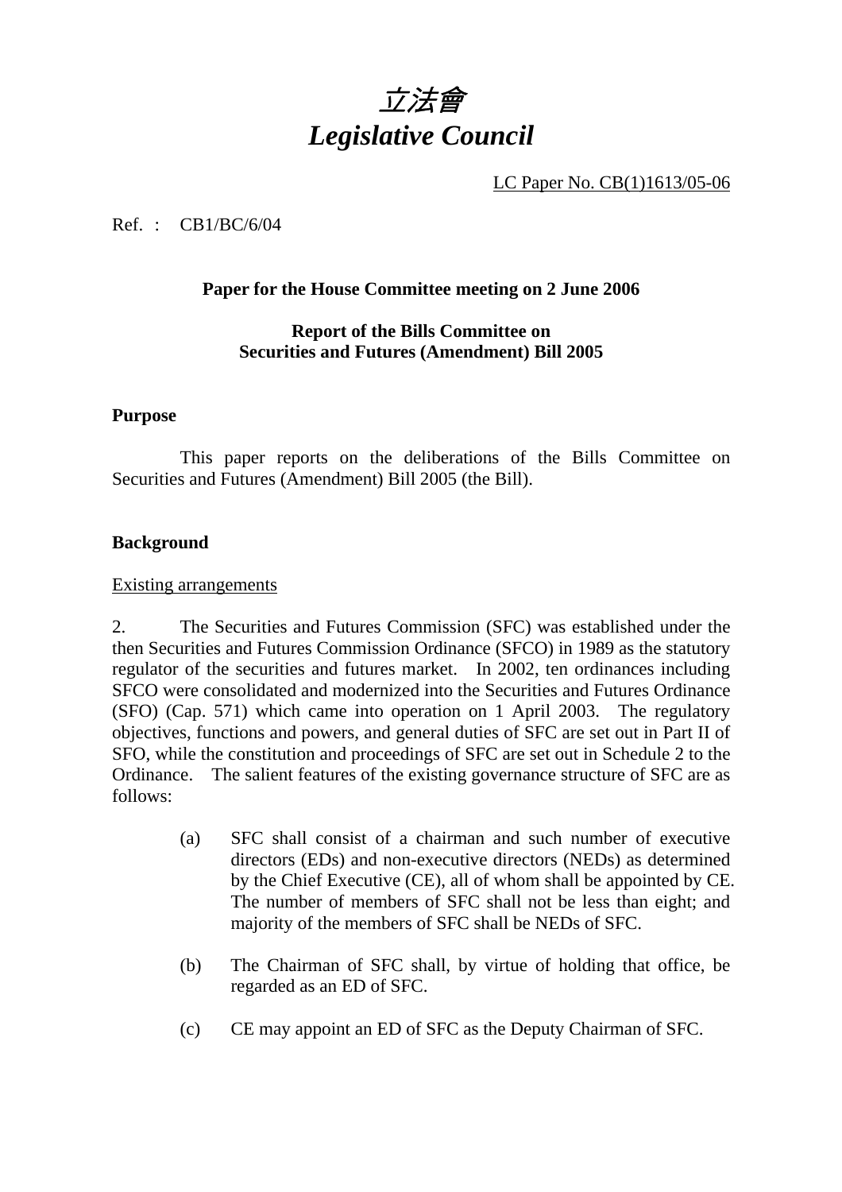# *立法會*
# *Legislative Council*

LC Paper No. CB(1)1613/05-06

Ref. : CB1/BC/6/04

**Paper for the House Committee meeting on 2 June 2006**

**Report of the Bills Committee on**
**Securities and Futures (Amendment) Bill 2005**

## Purpose

This paper reports on the deliberations of the Bills Committee on Securities and Futures (Amendment) Bill 2005 (the Bill).

## Background

Existing arrangements

2. The Securities and Futures Commission (SFC) was established under the then Securities and Futures Commission Ordinance (SFCO) in 1989 as the statutory regulator of the securities and futures market. In 2002, ten ordinances including SFCO were consolidated and modernized into the Securities and Futures Ordinance (SFO) (Cap. 571) which came into operation on 1 April 2003. The regulatory objectives, functions and powers, and general duties of SFC are set out in Part II of SFO, while the constitution and proceedings of SFC are set out in Schedule 2 to the Ordinance. The salient features of the existing governance structure of SFC are as follows:

(a) SFC shall consist of a chairman and such number of executive directors (EDs) and non-executive directors (NEDs) as determined by the Chief Executive (CE), all of whom shall be appointed by CE. The number of members of SFC shall not be less than eight; and majority of the members of SFC shall be NEDs of SFC.

(b) The Chairman of SFC shall, by virtue of holding that office, be regarded as an ED of SFC.

(c) CE may appoint an ED of SFC as the Deputy Chairman of SFC.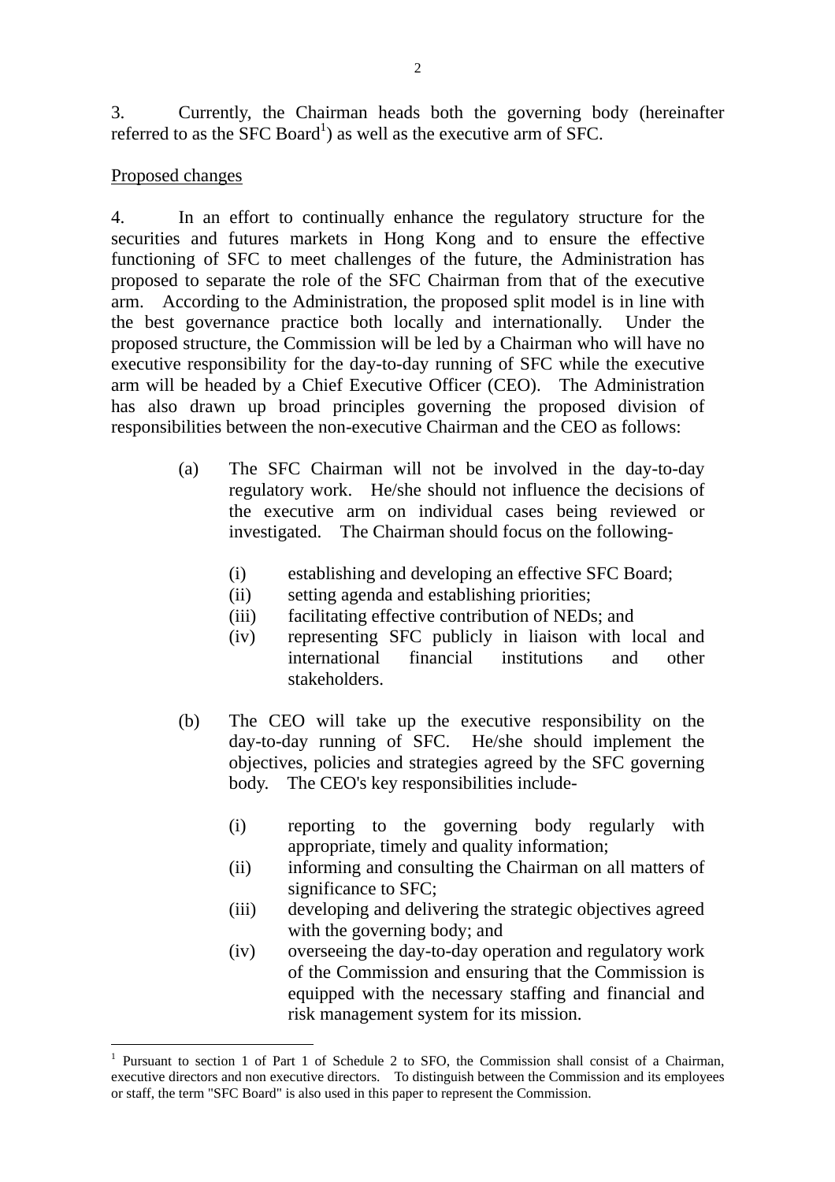3. Currently, the Chairman heads both the governing body (hereinafter referred to as the SFC Board[1]) as well as the executive arm of SFC.

Proposed changes

4. In an effort to continually enhance the regulatory structure for the securities and futures markets in Hong Kong and to ensure the effective functioning of SFC to meet challenges of the future, the Administration has proposed to separate the role of the SFC Chairman from that of the executive arm. According to the Administration, the proposed split model is in line with the best governance practice both locally and internationally. Under the proposed structure, the Commission will be led by a Chairman who will have no executive responsibility for the day-to-day running of SFC while the executive arm will be headed by a Chief Executive Officer (CEO). The Administration has also drawn up broad principles governing the proposed division of responsibilities between the non-executive Chairman and the CEO as follows:

(a) The SFC Chairman will not be involved in the day-to-day regulatory work. He/she should not influence the decisions of the executive arm on individual cases being reviewed or investigated. The Chairman should focus on the following-

  (i) establishing and developing an effective SFC Board;
  (ii) setting agenda and establishing priorities;
  (iii) facilitating effective contribution of NEDs; and
  (iv) representing SFC publicly in liaison with local and international financial institutions and other stakeholders.

(b) The CEO will take up the executive responsibility on the day-to-day running of SFC. He/she should implement the objectives, policies and strategies agreed by the SFC governing body. The CEO's key responsibilities include-

  (i) reporting to the governing body regularly with appropriate, timely and quality information;
  (ii) informing and consulting the Chairman on all matters of significance to SFC;
  (iii) developing and delivering the strategic objectives agreed with the governing body; and
  (iv) overseeing the day-to-day operation and regulatory work of the Commission and ensuring that the Commission is equipped with the necessary staffing and financial and risk management system for its mission.

---

[1] Pursuant to section 1 of Part 1 of Schedule 2 to SFO, the Commission shall consist of a Chairman, executive directors and non executive directors. To distinguish between the Commission and its employees or staff, the term "SFC Board" is also used in this paper to represent the Commission.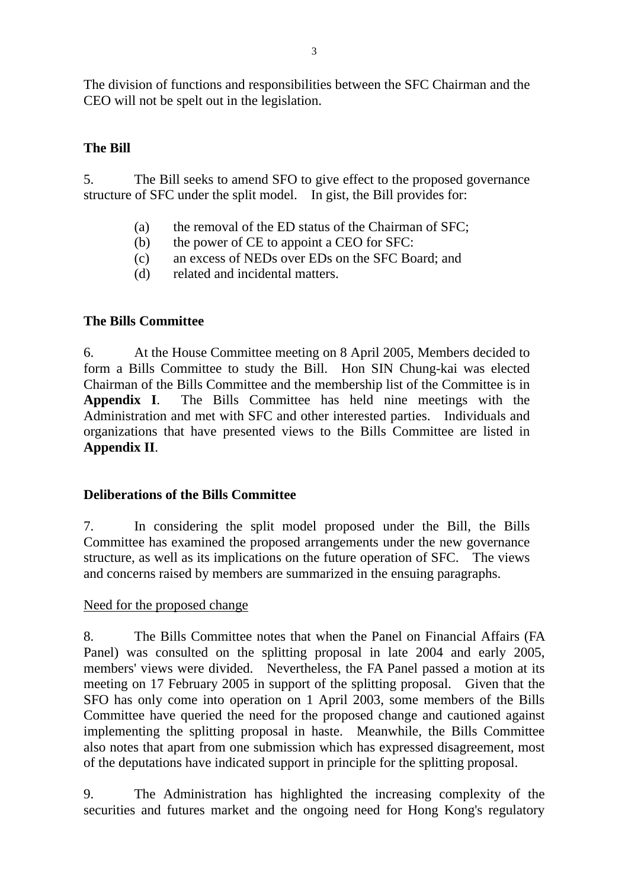The division of functions and responsibilities between the SFC Chairman and the CEO will not be spelt out in the legislation.

## The Bill

5. The Bill seeks to amend SFO to give effect to the proposed governance structure of SFC under the split model. In gist, the Bill provides for:

(a) the removal of the ED status of the Chairman of SFC;
(b) the power of CE to appoint a CEO for SFC:
(c) an excess of NEDs over EDs on the SFC Board; and
(d) related and incidental matters.

## The Bills Committee

6. At the House Committee meeting on 8 April 2005, Members decided to form a Bills Committee to study the Bill. Hon SIN Chung-kai was elected Chairman of the Bills Committee and the membership list of the Committee is in **Appendix I**. The Bills Committee has held nine meetings with the Administration and met with SFC and other interested parties. Individuals and organizations that have presented views to the Bills Committee are listed in **Appendix II**.

## Deliberations of the Bills Committee

7. In considering the split model proposed under the Bill, the Bills Committee has examined the proposed arrangements under the new governance structure, as well as its implications on the future operation of SFC. The views and concerns raised by members are summarized in the ensuing paragraphs.

### Need for the proposed change

8. The Bills Committee notes that when the Panel on Financial Affairs (FA Panel) was consulted on the splitting proposal in late 2004 and early 2005, members' views were divided. Nevertheless, the FA Panel passed a motion at its meeting on 17 February 2005 in support of the splitting proposal. Given that the SFO has only come into operation on 1 April 2003, some members of the Bills Committee have queried the need for the proposed change and cautioned against implementing the splitting proposal in haste. Meanwhile, the Bills Committee also notes that apart from one submission which has expressed disagreement, most of the deputations have indicated support in principle for the splitting proposal.

9. The Administration has highlighted the increasing complexity of the securities and futures market and the ongoing need for Hong Kong's regulatory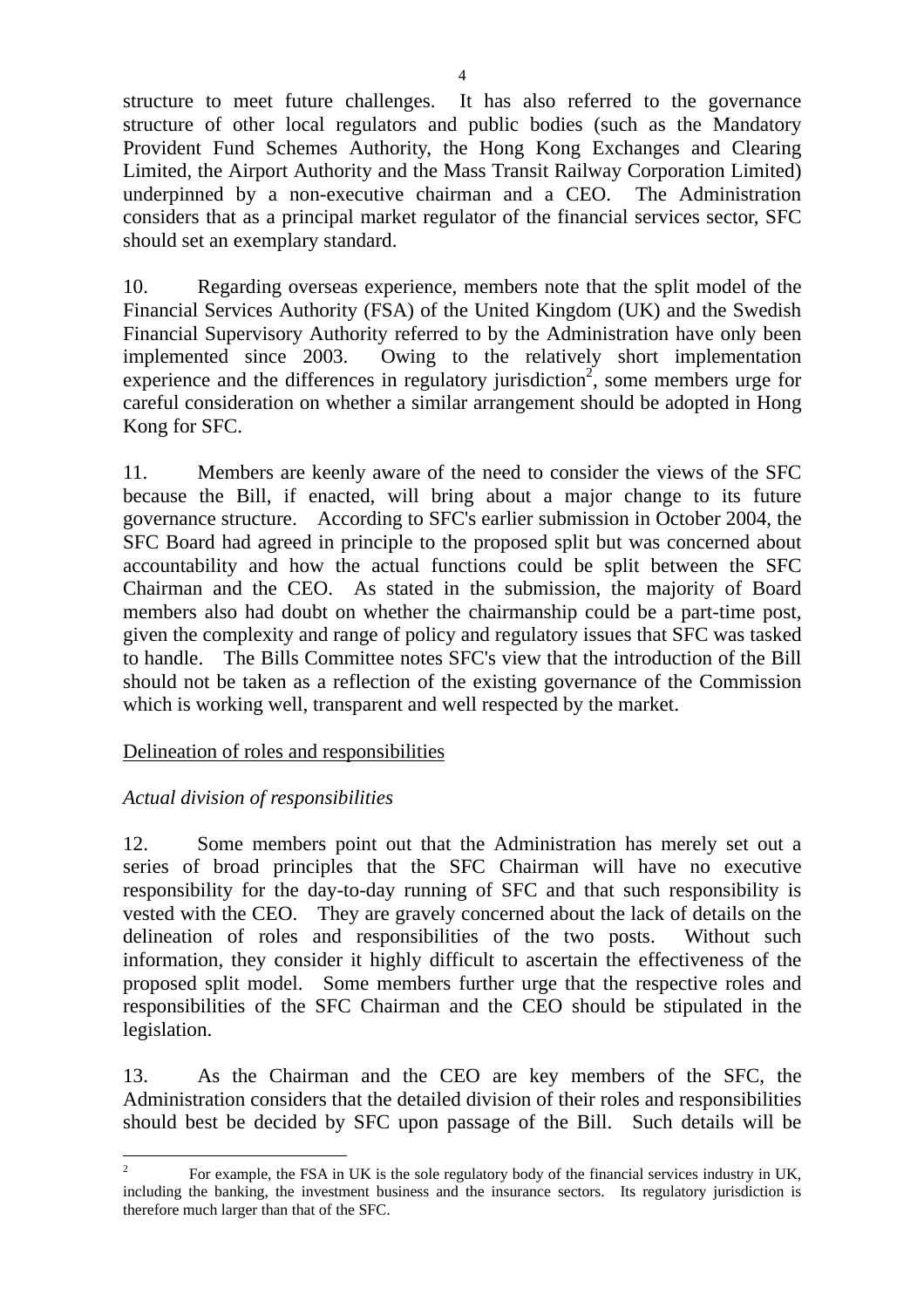structure to meet future challenges. It has also referred to the governance structure of other local regulators and public bodies (such as the Mandatory Provident Fund Schemes Authority, the Hong Kong Exchanges and Clearing Limited, the Airport Authority and the Mass Transit Railway Corporation Limited) underpinned by a non-executive chairman and a CEO. The Administration considers that as a principal market regulator of the financial services sector, SFC should set an exemplary standard.

10. Regarding overseas experience, members note that the split model of the Financial Services Authority (FSA) of the United Kingdom (UK) and the Swedish Financial Supervisory Authority referred to by the Administration have only been implemented since 2003. Owing to the relatively short implementation experience and the differences in regulatory jurisdiction[2], some members urge for careful consideration on whether a similar arrangement should be adopted in Hong Kong for SFC.

11. Members are keenly aware of the need to consider the views of the SFC because the Bill, if enacted, will bring about a major change to its future governance structure. According to SFC's earlier submission in October 2004, the SFC Board had agreed in principle to the proposed split but was concerned about accountability and how the actual functions could be split between the SFC Chairman and the CEO. As stated in the submission, the majority of Board members also had doubt on whether the chairmanship could be a part-time post, given the complexity and range of policy and regulatory issues that SFC was tasked to handle. The Bills Committee notes SFC's view that the introduction of the Bill should not be taken as a reflection of the existing governance of the Commission which is working well, transparent and well respected by the market.

<u>Delineation of roles and responsibilities</u>

*Actual division of responsibilities*

12. Some members point out that the Administration has merely set out a series of broad principles that the SFC Chairman will have no executive responsibility for the day-to-day running of SFC and that such responsibility is vested with the CEO. They are gravely concerned about the lack of details on the delineation of roles and responsibilities of the two posts. Without such information, they consider it highly difficult to ascertain the effectiveness of the proposed split model. Some members further urge that the respective roles and responsibilities of the SFC Chairman and the CEO should be stipulated in the legislation.

13. As the Chairman and the CEO are key members of the SFC, the Administration considers that the detailed division of their roles and responsibilities should best be decided by SFC upon passage of the Bill. Such details will be

---

[2] For example, the FSA in UK is the sole regulatory body of the financial services industry in UK, including the banking, the investment business and the insurance sectors. Its regulatory jurisdiction is therefore much larger than that of the SFC.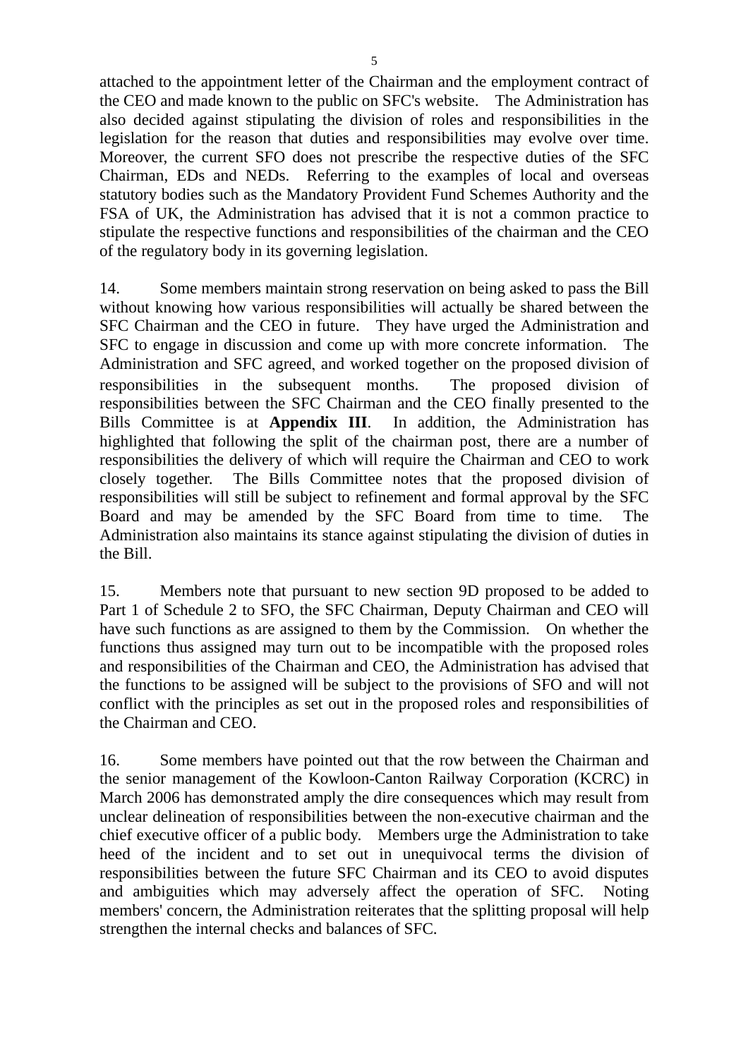attached to the appointment letter of the Chairman and the employment contract of the CEO and made known to the public on SFC's website. The Administration has also decided against stipulating the division of roles and responsibilities in the legislation for the reason that duties and responsibilities may evolve over time. Moreover, the current SFO does not prescribe the respective duties of the SFC Chairman, EDs and NEDs. Referring to the examples of local and overseas statutory bodies such as the Mandatory Provident Fund Schemes Authority and the FSA of UK, the Administration has advised that it is not a common practice to stipulate the respective functions and responsibilities of the chairman and the CEO of the regulatory body in its governing legislation.

14. Some members maintain strong reservation on being asked to pass the Bill without knowing how various responsibilities will actually be shared between the SFC Chairman and the CEO in future. They have urged the Administration and SFC to engage in discussion and come up with more concrete information. The Administration and SFC agreed, and worked together on the proposed division of responsibilities in the subsequent months. The proposed division of responsibilities between the SFC Chairman and the CEO finally presented to the Bills Committee is at **Appendix III**. In addition, the Administration has highlighted that following the split of the chairman post, there are a number of responsibilities the delivery of which will require the Chairman and CEO to work closely together. The Bills Committee notes that the proposed division of responsibilities will still be subject to refinement and formal approval by the SFC Board and may be amended by the SFC Board from time to time. The Administration also maintains its stance against stipulating the division of duties in the Bill.

15. Members note that pursuant to new section 9D proposed to be added to Part 1 of Schedule 2 to SFO, the SFC Chairman, Deputy Chairman and CEO will have such functions as are assigned to them by the Commission. On whether the functions thus assigned may turn out to be incompatible with the proposed roles and responsibilities of the Chairman and CEO, the Administration has advised that the functions to be assigned will be subject to the provisions of SFO and will not conflict with the principles as set out in the proposed roles and responsibilities of the Chairman and CEO.

16. Some members have pointed out that the row between the Chairman and the senior management of the Kowloon-Canton Railway Corporation (KCRC) in March 2006 has demonstrated amply the dire consequences which may result from unclear delineation of responsibilities between the non-executive chairman and the chief executive officer of a public body. Members urge the Administration to take heed of the incident and to set out in unequivocal terms the division of responsibilities between the future SFC Chairman and its CEO to avoid disputes and ambiguities which may adversely affect the operation of SFC. Noting members' concern, the Administration reiterates that the splitting proposal will help strengthen the internal checks and balances of SFC.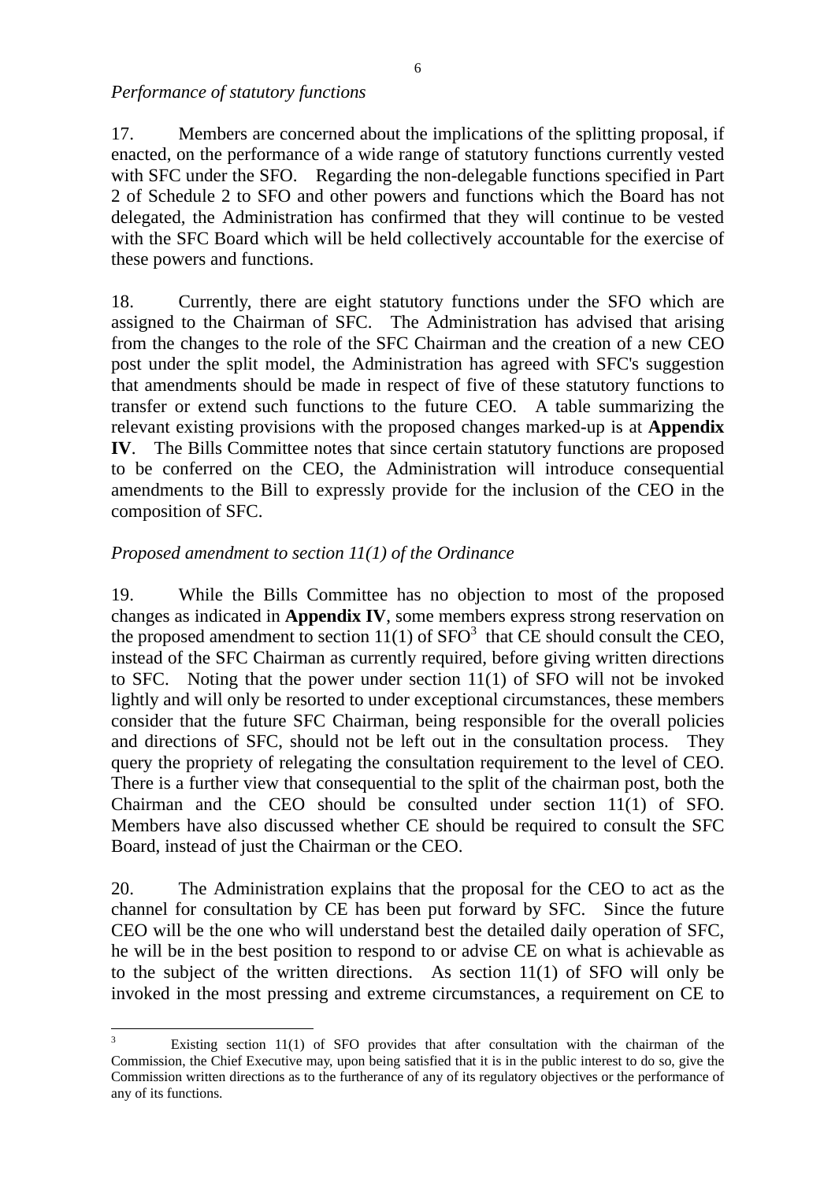*Performance of statutory functions*

17. Members are concerned about the implications of the splitting proposal, if enacted, on the performance of a wide range of statutory functions currently vested with SFC under the SFO. Regarding the non-delegable functions specified in Part 2 of Schedule 2 to SFO and other powers and functions which the Board has not delegated, the Administration has confirmed that they will continue to be vested with the SFC Board which will be held collectively accountable for the exercise of these powers and functions.

18. Currently, there are eight statutory functions under the SFO which are assigned to the Chairman of SFC. The Administration has advised that arising from the changes to the role of the SFC Chairman and the creation of a new CEO post under the split model, the Administration has agreed with SFC's suggestion that amendments should be made in respect of five of these statutory functions to transfer or extend such functions to the future CEO. A table summarizing the relevant existing provisions with the proposed changes marked-up is at **Appendix IV**. The Bills Committee notes that since certain statutory functions are proposed to be conferred on the CEO, the Administration will introduce consequential amendments to the Bill to expressly provide for the inclusion of the CEO in the composition of SFC.

*Proposed amendment to section 11(1) of the Ordinance*

19. While the Bills Committee has no objection to most of the proposed changes as indicated in **Appendix IV**, some members express strong reservation on the proposed amendment to section 11(1) of SFO[3] that CE should consult the CEO, instead of the SFC Chairman as currently required, before giving written directions to SFC. Noting that the power under section 11(1) of SFO will not be invoked lightly and will only be resorted to under exceptional circumstances, these members consider that the future SFC Chairman, being responsible for the overall policies and directions of SFC, should not be left out in the consultation process. They query the propriety of relegating the consultation requirement to the level of CEO. There is a further view that consequential to the split of the chairman post, both the Chairman and the CEO should be consulted under section 11(1) of SFO. Members have also discussed whether CE should be required to consult the SFC Board, instead of just the Chairman or the CEO.

20. The Administration explains that the proposal for the CEO to act as the channel for consultation by CE has been put forward by SFC. Since the future CEO will be the one who will understand best the detailed daily operation of SFC, he will be in the best position to respond to or advise CE on what is achievable as to the subject of the written directions. As section 11(1) of SFO will only be invoked in the most pressing and extreme circumstances, a requirement on CE to

---

[3] Existing section 11(1) of SFO provides that after consultation with the chairman of the Commission, the Chief Executive may, upon being satisfied that it is in the public interest to do so, give the Commission written directions as to the furtherance of any of its regulatory objectives or the performance of any of its functions.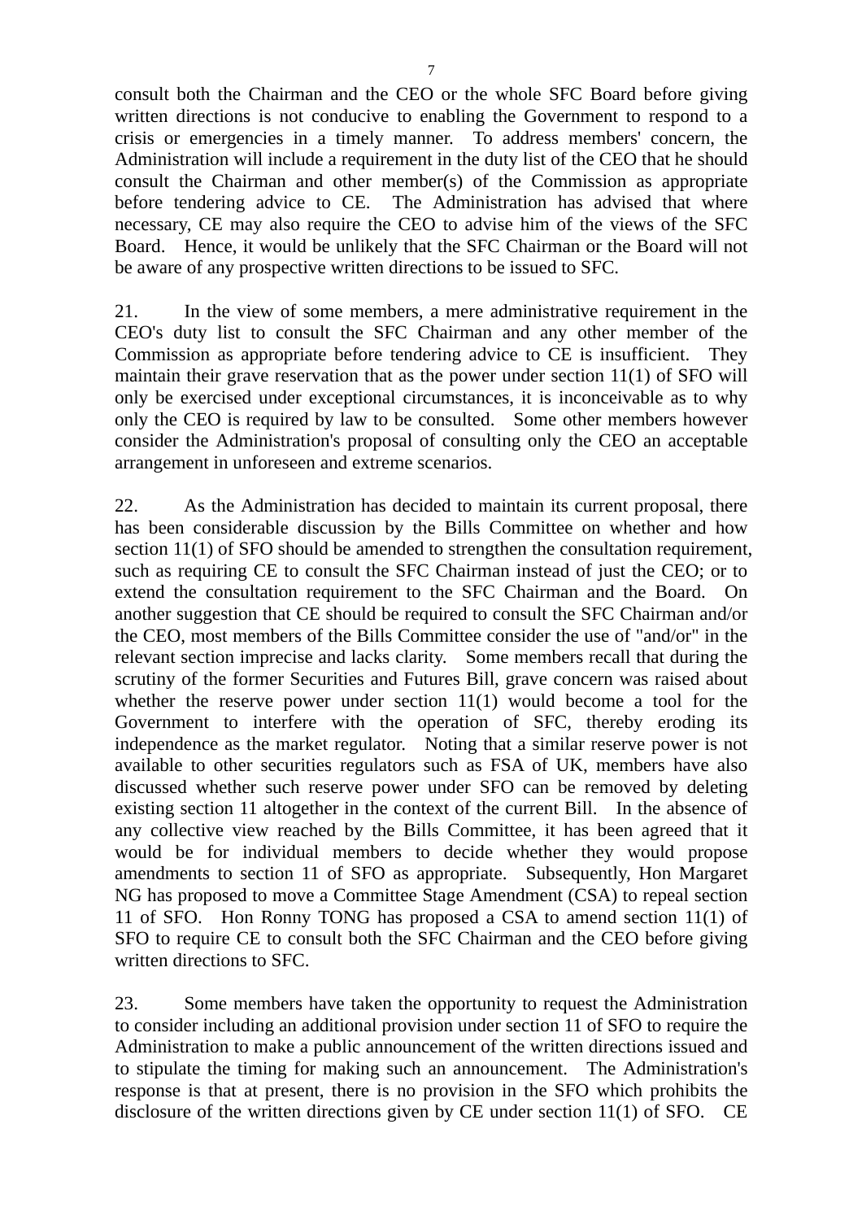consult both the Chairman and the CEO or the whole SFC Board before giving written directions is not conducive to enabling the Government to respond to a crisis or emergencies in a timely manner. To address members' concern, the Administration will include a requirement in the duty list of the CEO that he should consult the Chairman and other member(s) of the Commission as appropriate before tendering advice to CE. The Administration has advised that where necessary, CE may also require the CEO to advise him of the views of the SFC Board. Hence, it would be unlikely that the SFC Chairman or the Board will not be aware of any prospective written directions to be issued to SFC.

21. In the view of some members, a mere administrative requirement in the CEO's duty list to consult the SFC Chairman and any other member of the Commission as appropriate before tendering advice to CE is insufficient. They maintain their grave reservation that as the power under section 11(1) of SFO will only be exercised under exceptional circumstances, it is inconceivable as to why only the CEO is required by law to be consulted. Some other members however consider the Administration's proposal of consulting only the CEO an acceptable arrangement in unforeseen and extreme scenarios.

22. As the Administration has decided to maintain its current proposal, there has been considerable discussion by the Bills Committee on whether and how section 11(1) of SFO should be amended to strengthen the consultation requirement, such as requiring CE to consult the SFC Chairman instead of just the CEO; or to extend the consultation requirement to the SFC Chairman and the Board. On another suggestion that CE should be required to consult the SFC Chairman and/or the CEO, most members of the Bills Committee consider the use of "and/or" in the relevant section imprecise and lacks clarity. Some members recall that during the scrutiny of the former Securities and Futures Bill, grave concern was raised about whether the reserve power under section 11(1) would become a tool for the Government to interfere with the operation of SFC, thereby eroding its independence as the market regulator. Noting that a similar reserve power is not available to other securities regulators such as FSA of UK, members have also discussed whether such reserve power under SFO can be removed by deleting existing section 11 altogether in the context of the current Bill. In the absence of any collective view reached by the Bills Committee, it has been agreed that it would be for individual members to decide whether they would propose amendments to section 11 of SFO as appropriate. Subsequently, Hon Margaret NG has proposed to move a Committee Stage Amendment (CSA) to repeal section 11 of SFO. Hon Ronny TONG has proposed a CSA to amend section 11(1) of SFO to require CE to consult both the SFC Chairman and the CEO before giving written directions to SFC.

23. Some members have taken the opportunity to request the Administration to consider including an additional provision under section 11 of SFO to require the Administration to make a public announcement of the written directions issued and to stipulate the timing for making such an announcement. The Administration's response is that at present, there is no provision in the SFO which prohibits the disclosure of the written directions given by CE under section 11(1) of SFO. CE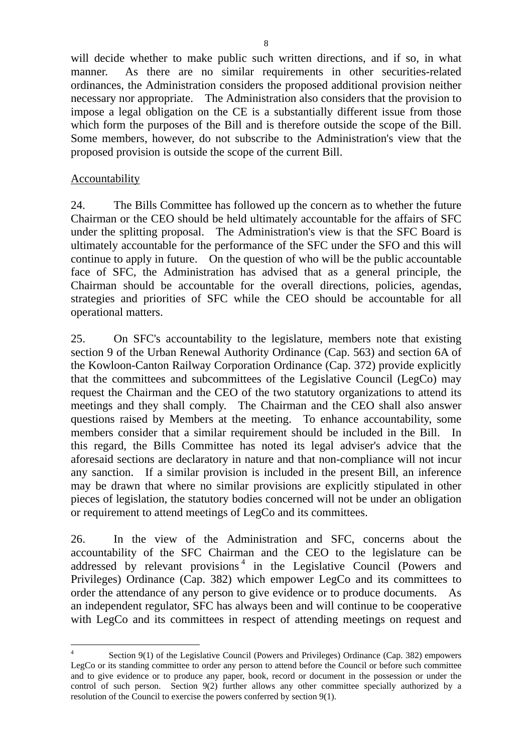will decide whether to make public such written directions, and if so, in what manner. As there are no similar requirements in other securities-related ordinances, the Administration considers the proposed additional provision neither necessary nor appropriate. The Administration also considers that the provision to impose a legal obligation on the CE is a substantially different issue from those which form the purposes of the Bill and is therefore outside the scope of the Bill. Some members, however, do not subscribe to the Administration's view that the proposed provision is outside the scope of the current Bill.

Accountability

24. The Bills Committee has followed up the concern as to whether the future Chairman or the CEO should be held ultimately accountable for the affairs of SFC under the splitting proposal. The Administration's view is that the SFC Board is ultimately accountable for the performance of the SFC under the SFO and this will continue to apply in future. On the question of who will be the public accountable face of SFC, the Administration has advised that as a general principle, the Chairman should be accountable for the overall directions, policies, agendas, strategies and priorities of SFC while the CEO should be accountable for all operational matters.

25. On SFC's accountability to the legislature, members note that existing section 9 of the Urban Renewal Authority Ordinance (Cap. 563) and section 6A of the Kowloon-Canton Railway Corporation Ordinance (Cap. 372) provide explicitly that the committees and subcommittees of the Legislative Council (LegCo) may request the Chairman and the CEO of the two statutory organizations to attend its meetings and they shall comply. The Chairman and the CEO shall also answer questions raised by Members at the meeting. To enhance accountability, some members consider that a similar requirement should be included in the Bill. In this regard, the Bills Committee has noted its legal adviser's advice that the aforesaid sections are declaratory in nature and that non-compliance will not incur any sanction. If a similar provision is included in the present Bill, an inference may be drawn that where no similar provisions are explicitly stipulated in other pieces of legislation, the statutory bodies concerned will not be under an obligation or requirement to attend meetings of LegCo and its committees.

26. In the view of the Administration and SFC, concerns about the accountability of the SFC Chairman and the CEO to the legislature can be addressed by relevant provisions[4] in the Legislative Council (Powers and Privileges) Ordinance (Cap. 382) which empower LegCo and its committees to order the attendance of any person to give evidence or to produce documents. As an independent regulator, SFC has always been and will continue to be cooperative with LegCo and its committees in respect of attending meetings on request and

---

[4] Section 9(1) of the Legislative Council (Powers and Privileges) Ordinance (Cap. 382) empowers LegCo or its standing committee to order any person to attend before the Council or before such committee and to give evidence or to produce any paper, book, record or document in the possession or under the control of such person. Section 9(2) further allows any other committee specially authorized by a resolution of the Council to exercise the powers conferred by section 9(1).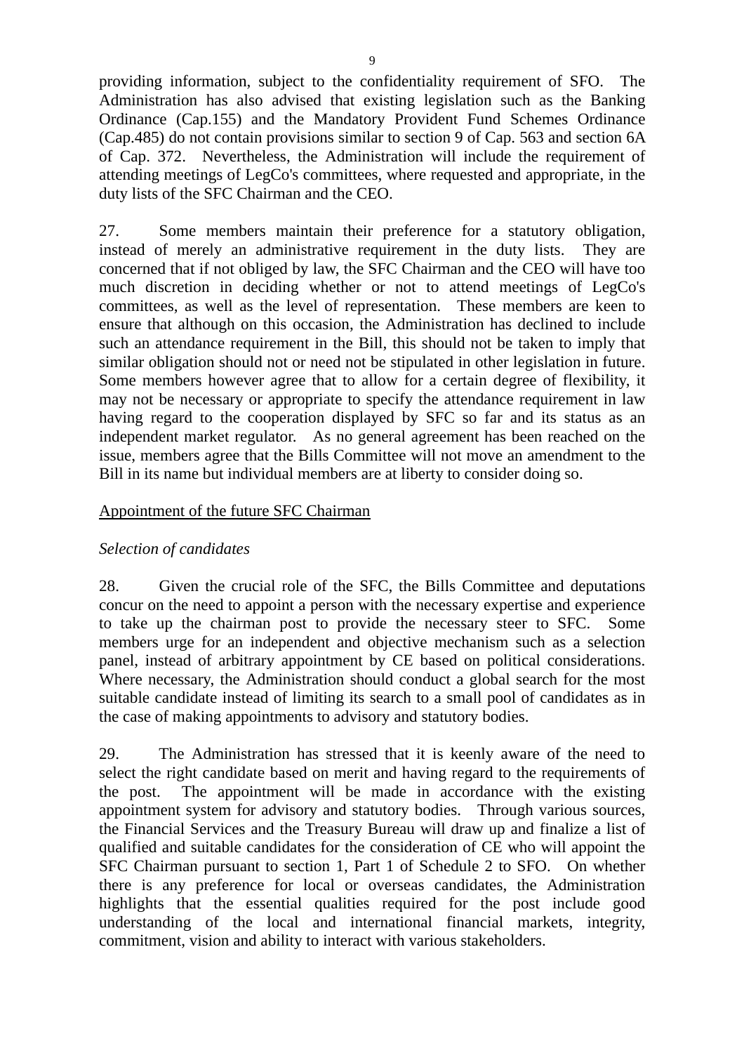providing information, subject to the confidentiality requirement of SFO. The Administration has also advised that existing legislation such as the Banking Ordinance (Cap.155) and the Mandatory Provident Fund Schemes Ordinance (Cap.485) do not contain provisions similar to section 9 of Cap. 563 and section 6A of Cap. 372. Nevertheless, the Administration will include the requirement of attending meetings of LegCo's committees, where requested and appropriate, in the duty lists of the SFC Chairman and the CEO.

27. Some members maintain their preference for a statutory obligation, instead of merely an administrative requirement in the duty lists. They are concerned that if not obliged by law, the SFC Chairman and the CEO will have too much discretion in deciding whether or not to attend meetings of LegCo's committees, as well as the level of representation. These members are keen to ensure that although on this occasion, the Administration has declined to include such an attendance requirement in the Bill, this should not be taken to imply that similar obligation should not or need not be stipulated in other legislation in future. Some members however agree that to allow for a certain degree of flexibility, it may not be necessary or appropriate to specify the attendance requirement in law having regard to the cooperation displayed by SFC so far and its status as an independent market regulator. As no general agreement has been reached on the issue, members agree that the Bills Committee will not move an amendment to the Bill in its name but individual members are at liberty to consider doing so.

<u>Appointment of the future SFC Chairman</u>

*Selection of candidates*

28. Given the crucial role of the SFC, the Bills Committee and deputations concur on the need to appoint a person with the necessary expertise and experience to take up the chairman post to provide the necessary steer to SFC. Some members urge for an independent and objective mechanism such as a selection panel, instead of arbitrary appointment by CE based on political considerations. Where necessary, the Administration should conduct a global search for the most suitable candidate instead of limiting its search to a small pool of candidates as in the case of making appointments to advisory and statutory bodies.

29. The Administration has stressed that it is keenly aware of the need to select the right candidate based on merit and having regard to the requirements of the post. The appointment will be made in accordance with the existing appointment system for advisory and statutory bodies. Through various sources, the Financial Services and the Treasury Bureau will draw up and finalize a list of qualified and suitable candidates for the consideration of CE who will appoint the SFC Chairman pursuant to section 1, Part 1 of Schedule 2 to SFO. On whether there is any preference for local or overseas candidates, the Administration highlights that the essential qualities required for the post include good understanding of the local and international financial markets, integrity, commitment, vision and ability to interact with various stakeholders.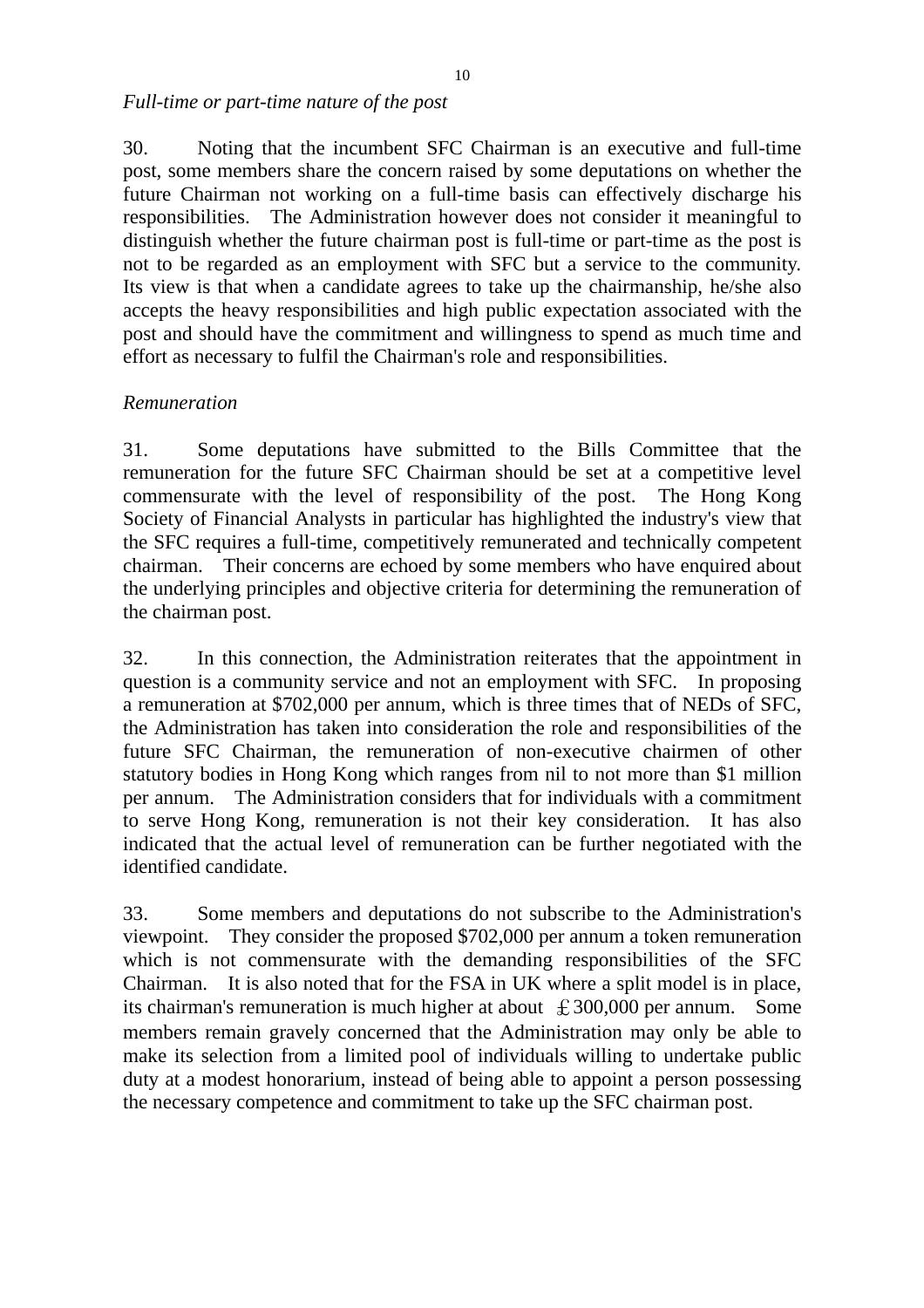*Full-time or part-time nature of the post*

30. Noting that the incumbent SFC Chairman is an executive and full-time post, some members share the concern raised by some deputations on whether the future Chairman not working on a full-time basis can effectively discharge his responsibilities. The Administration however does not consider it meaningful to distinguish whether the future chairman post is full-time or part-time as the post is not to be regarded as an employment with SFC but a service to the community. Its view is that when a candidate agrees to take up the chairmanship, he/she also accepts the heavy responsibilities and high public expectation associated with the post and should have the commitment and willingness to spend as much time and effort as necessary to fulfil the Chairman's role and responsibilities.

*Remuneration*

31. Some deputations have submitted to the Bills Committee that the remuneration for the future SFC Chairman should be set at a competitive level commensurate with the level of responsibility of the post. The Hong Kong Society of Financial Analysts in particular has highlighted the industry's view that the SFC requires a full-time, competitively remunerated and technically competent chairman. Their concerns are echoed by some members who have enquired about the underlying principles and objective criteria for determining the remuneration of the chairman post.

32. In this connection, the Administration reiterates that the appointment in question is a community service and not an employment with SFC. In proposing a remuneration at $702,000 per annum, which is three times that of NEDs of SFC, the Administration has taken into consideration the role and responsibilities of the future SFC Chairman, the remuneration of non-executive chairmen of other statutory bodies in Hong Kong which ranges from nil to not more than $1 million per annum. The Administration considers that for individuals with a commitment to serve Hong Kong, remuneration is not their key consideration. It has also indicated that the actual level of remuneration can be further negotiated with the identified candidate.

33. Some members and deputations do not subscribe to the Administration's viewpoint. They consider the proposed $702,000 per annum a token remuneration which is not commensurate with the demanding responsibilities of the SFC Chairman. It is also noted that for the FSA in UK where a split model is in place, its chairman's remuneration is much higher at about ￡300,000 per annum. Some members remain gravely concerned that the Administration may only be able to make its selection from a limited pool of individuals willing to undertake public duty at a modest honorarium, instead of being able to appoint a person possessing the necessary competence and commitment to take up the SFC chairman post.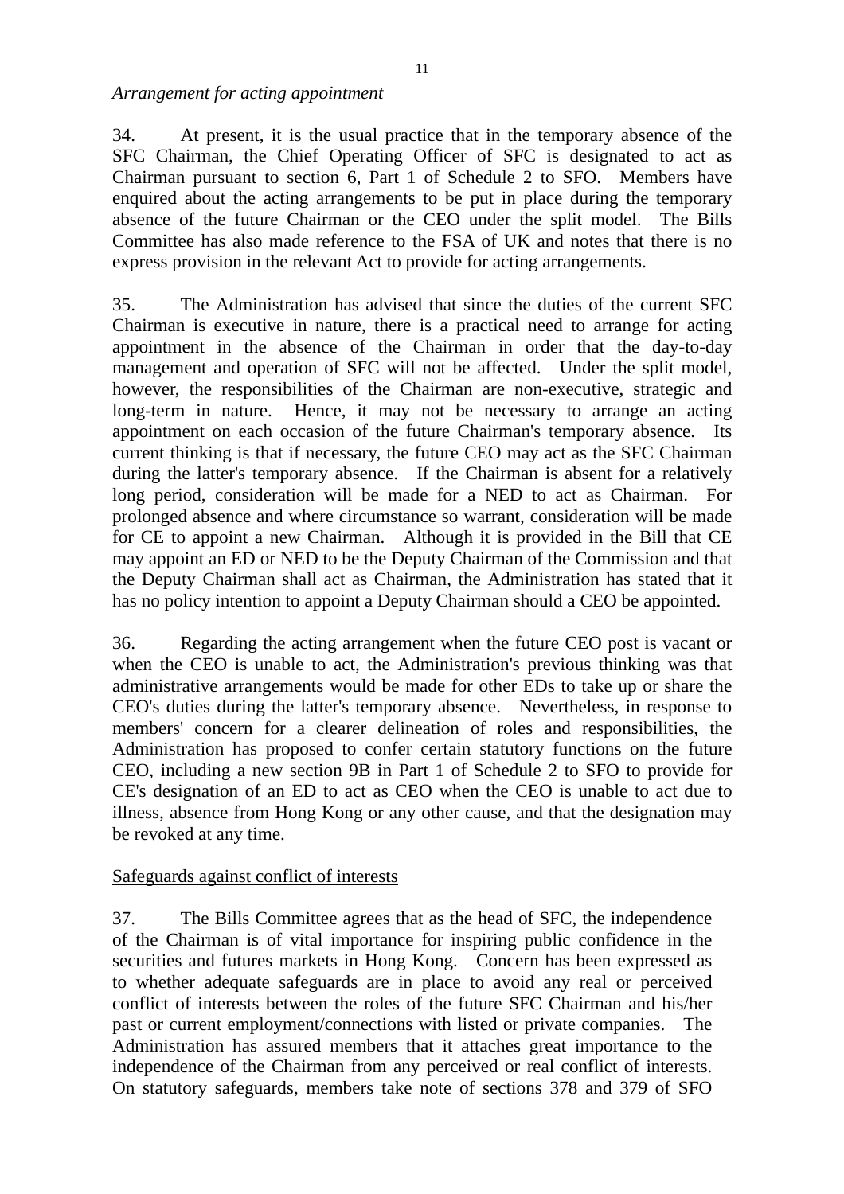*Arrangement for acting appointment*

34. At present, it is the usual practice that in the temporary absence of the SFC Chairman, the Chief Operating Officer of SFC is designated to act as Chairman pursuant to section 6, Part 1 of Schedule 2 to SFO. Members have enquired about the acting arrangements to be put in place during the temporary absence of the future Chairman or the CEO under the split model. The Bills Committee has also made reference to the FSA of UK and notes that there is no express provision in the relevant Act to provide for acting arrangements.

35. The Administration has advised that since the duties of the current SFC Chairman is executive in nature, there is a practical need to arrange for acting appointment in the absence of the Chairman in order that the day-to-day management and operation of SFC will not be affected. Under the split model, however, the responsibilities of the Chairman are non-executive, strategic and long-term in nature. Hence, it may not be necessary to arrange an acting appointment on each occasion of the future Chairman's temporary absence. Its current thinking is that if necessary, the future CEO may act as the SFC Chairman during the latter's temporary absence. If the Chairman is absent for a relatively long period, consideration will be made for a NED to act as Chairman. For prolonged absence and where circumstance so warrant, consideration will be made for CE to appoint a new Chairman. Although it is provided in the Bill that CE may appoint an ED or NED to be the Deputy Chairman of the Commission and that the Deputy Chairman shall act as Chairman, the Administration has stated that it has no policy intention to appoint a Deputy Chairman should a CEO be appointed.

36. Regarding the acting arrangement when the future CEO post is vacant or when the CEO is unable to act, the Administration's previous thinking was that administrative arrangements would be made for other EDs to take up or share the CEO's duties during the latter's temporary absence. Nevertheless, in response to members' concern for a clearer delineation of roles and responsibilities, the Administration has proposed to confer certain statutory functions on the future CEO, including a new section 9B in Part 1 of Schedule 2 to SFO to provide for CE's designation of an ED to act as CEO when the CEO is unable to act due to illness, absence from Hong Kong or any other cause, and that the designation may be revoked at any time.

<u>Safeguards against conflict of interests</u>

37. The Bills Committee agrees that as the head of SFC, the independence of the Chairman is of vital importance for inspiring public confidence in the securities and futures markets in Hong Kong. Concern has been expressed as to whether adequate safeguards are in place to avoid any real or perceived conflict of interests between the roles of the future SFC Chairman and his/her past or current employment/connections with listed or private companies. The Administration has assured members that it attaches great importance to the independence of the Chairman from any perceived or real conflict of interests. On statutory safeguards, members take note of sections 378 and 379 of SFO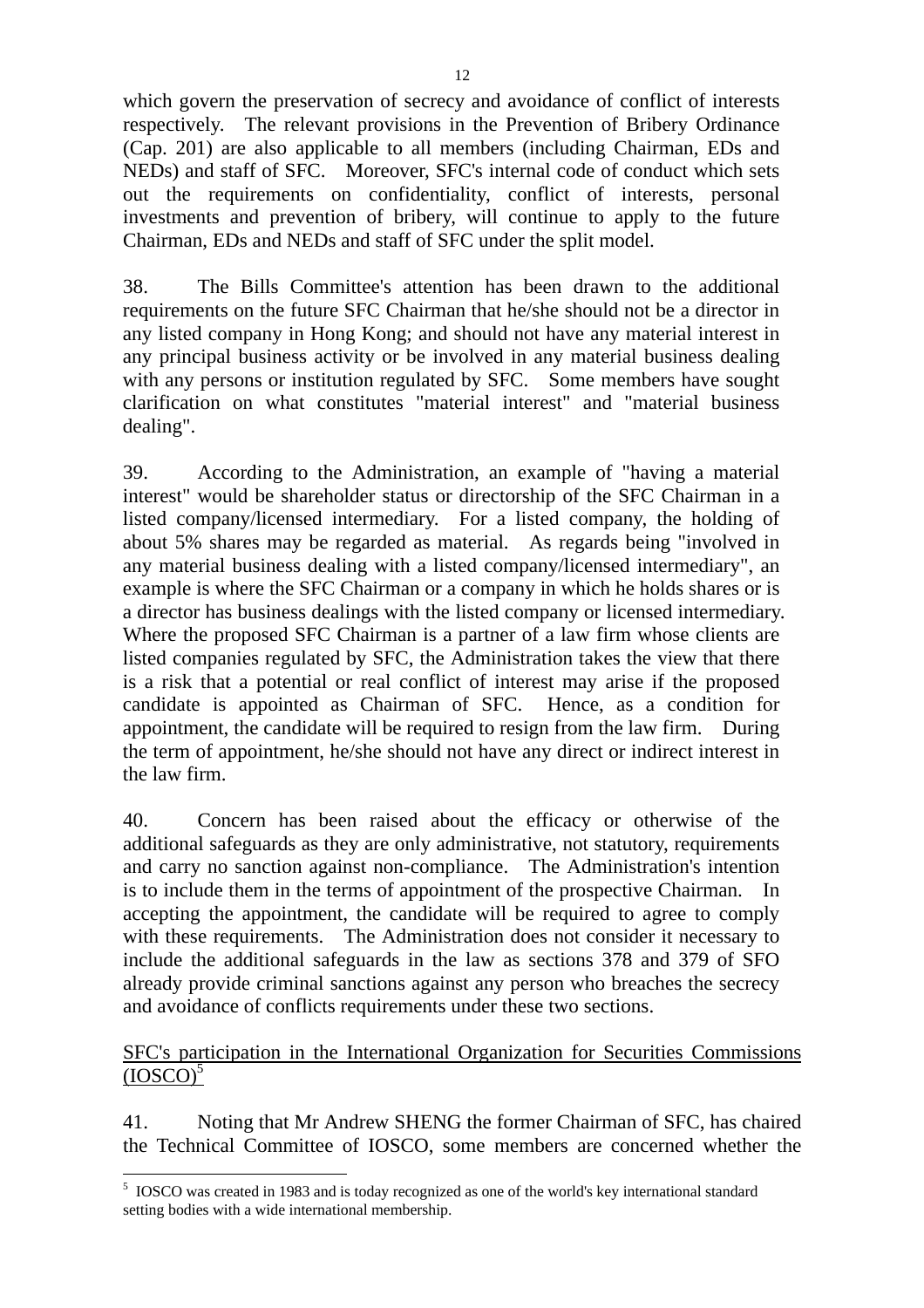which govern the preservation of secrecy and avoidance of conflict of interests respectively. The relevant provisions in the Prevention of Bribery Ordinance (Cap. 201) are also applicable to all members (including Chairman, EDs and NEDs) and staff of SFC. Moreover, SFC's internal code of conduct which sets out the requirements on confidentiality, conflict of interests, personal investments and prevention of bribery, will continue to apply to the future Chairman, EDs and NEDs and staff of SFC under the split model.

38. The Bills Committee's attention has been drawn to the additional requirements on the future SFC Chairman that he/she should not be a director in any listed company in Hong Kong; and should not have any material interest in any principal business activity or be involved in any material business dealing with any persons or institution regulated by SFC. Some members have sought clarification on what constitutes "material interest" and "material business dealing".

39. According to the Administration, an example of "having a material interest" would be shareholder status or directorship of the SFC Chairman in a listed company/licensed intermediary. For a listed company, the holding of about 5% shares may be regarded as material. As regards being "involved in any material business dealing with a listed company/licensed intermediary", an example is where the SFC Chairman or a company in which he holds shares or is a director has business dealings with the listed company or licensed intermediary. Where the proposed SFC Chairman is a partner of a law firm whose clients are listed companies regulated by SFC, the Administration takes the view that there is a risk that a potential or real conflict of interest may arise if the proposed candidate is appointed as Chairman of SFC. Hence, as a condition for appointment, the candidate will be required to resign from the law firm. During the term of appointment, he/she should not have any direct or indirect interest in the law firm.

40. Concern has been raised about the efficacy or otherwise of the additional safeguards as they are only administrative, not statutory, requirements and carry no sanction against non-compliance. The Administration's intention is to include them in the terms of appointment of the prospective Chairman. In accepting the appointment, the candidate will be required to agree to comply with these requirements. The Administration does not consider it necessary to include the additional safeguards in the law as sections 378 and 379 of SFO already provide criminal sanctions against any person who breaches the secrecy and avoidance of conflicts requirements under these two sections.

<u>SFC's participation in the International Organization for Securities Commissions (IOSCO)</u>[5]

41. Noting that Mr Andrew SHENG the former Chairman of SFC, has chaired the Technical Committee of IOSCO, some members are concerned whether the

---

[5] IOSCO was created in 1983 and is today recognized as one of the world's key international standard setting bodies with a wide international membership.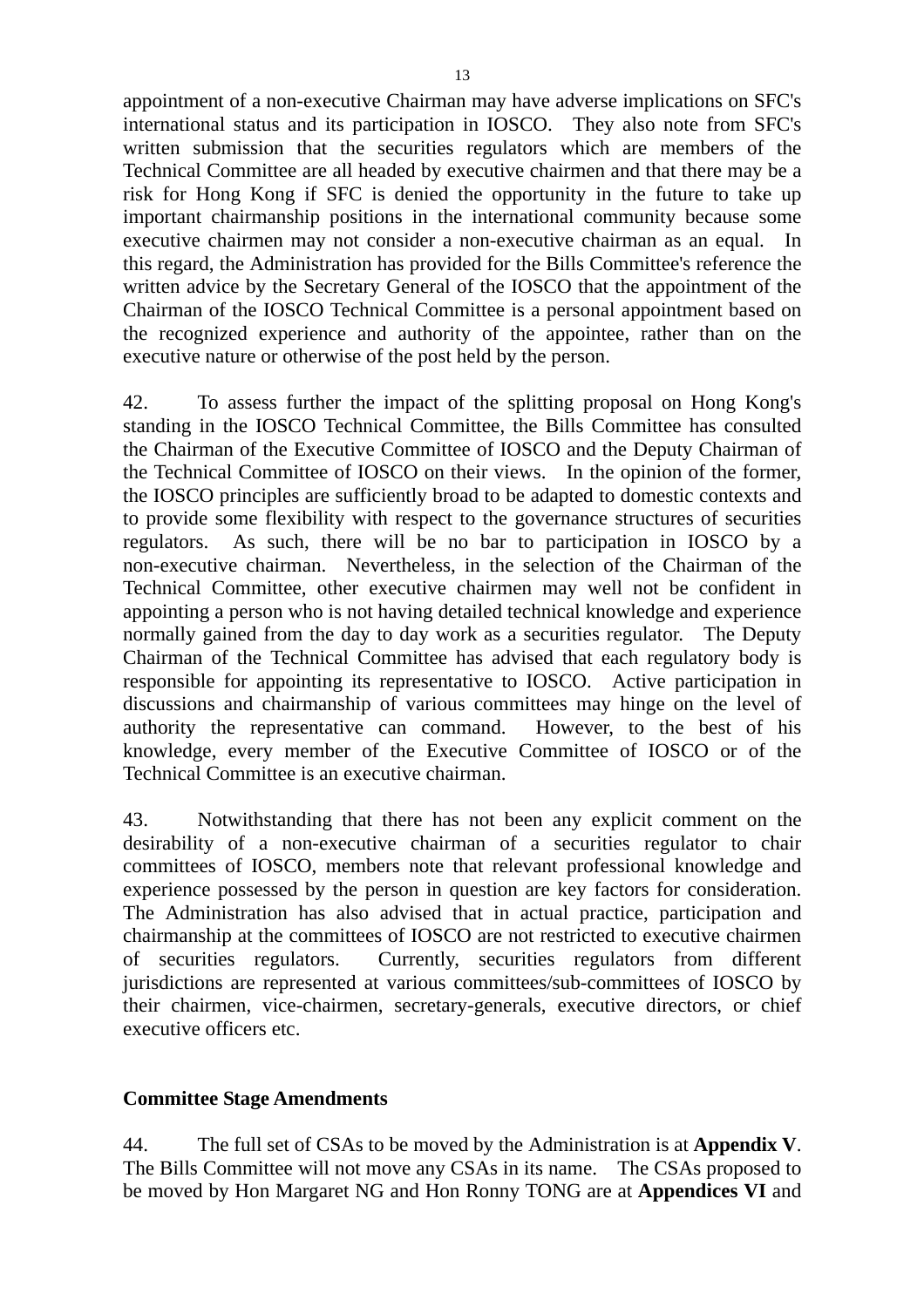appointment of a non-executive Chairman may have adverse implications on SFC's international status and its participation in IOSCO. They also note from SFC's written submission that the securities regulators which are members of the Technical Committee are all headed by executive chairmen and that there may be a risk for Hong Kong if SFC is denied the opportunity in the future to take up important chairmanship positions in the international community because some executive chairmen may not consider a non-executive chairman as an equal. In this regard, the Administration has provided for the Bills Committee's reference the written advice by the Secretary General of the IOSCO that the appointment of the Chairman of the IOSCO Technical Committee is a personal appointment based on the recognized experience and authority of the appointee, rather than on the executive nature or otherwise of the post held by the person.

42. To assess further the impact of the splitting proposal on Hong Kong's standing in the IOSCO Technical Committee, the Bills Committee has consulted the Chairman of the Executive Committee of IOSCO and the Deputy Chairman of the Technical Committee of IOSCO on their views. In the opinion of the former, the IOSCO principles are sufficiently broad to be adapted to domestic contexts and to provide some flexibility with respect to the governance structures of securities regulators. As such, there will be no bar to participation in IOSCO by a non-executive chairman. Nevertheless, in the selection of the Chairman of the Technical Committee, other executive chairmen may well not be confident in appointing a person who is not having detailed technical knowledge and experience normally gained from the day to day work as a securities regulator. The Deputy Chairman of the Technical Committee has advised that each regulatory body is responsible for appointing its representative to IOSCO. Active participation in discussions and chairmanship of various committees may hinge on the level of authority the representative can command. However, to the best of his knowledge, every member of the Executive Committee of IOSCO or of the Technical Committee is an executive chairman.

43. Notwithstanding that there has not been any explicit comment on the desirability of a non-executive chairman of a securities regulator to chair committees of IOSCO, members note that relevant professional knowledge and experience possessed by the person in question are key factors for consideration. The Administration has also advised that in actual practice, participation and chairmanship at the committees of IOSCO are not restricted to executive chairmen of securities regulators. Currently, securities regulators from different jurisdictions are represented at various committees/sub-committees of IOSCO by their chairmen, vice-chairmen, secretary-generals, executive directors, or chief executive officers etc.

**Committee Stage Amendments**

44. The full set of CSAs to be moved by the Administration is at **Appendix V**. The Bills Committee will not move any CSAs in its name. The CSAs proposed to be moved by Hon Margaret NG and Hon Ronny TONG are at **Appendices VI** and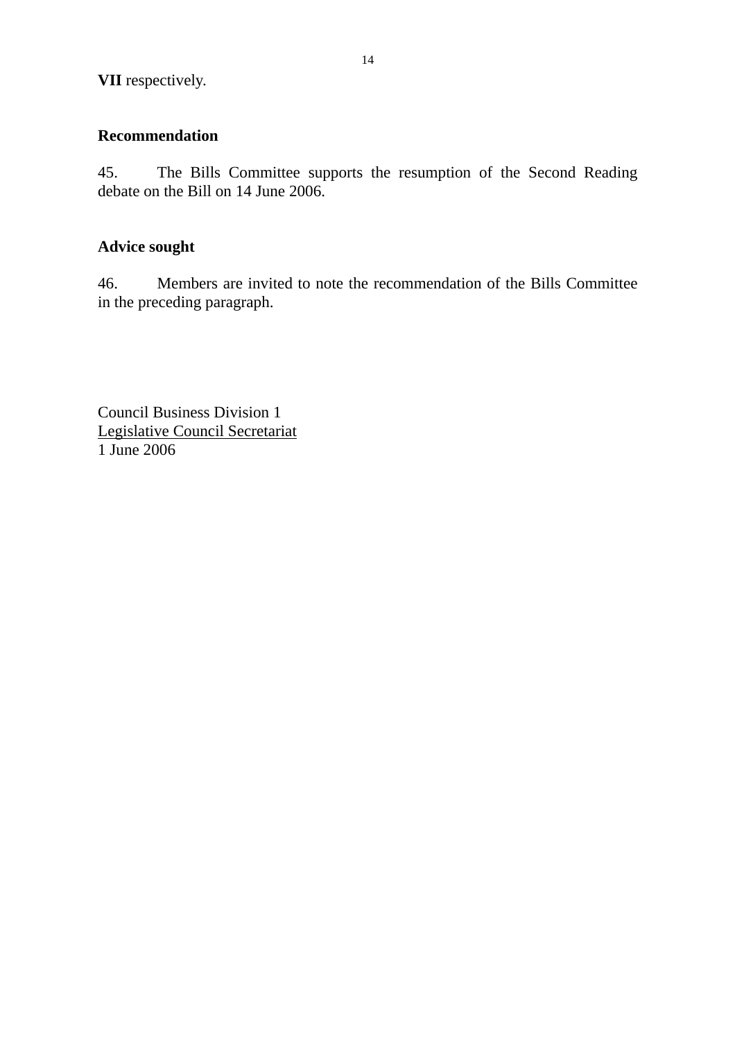**VII** respectively.

**Recommendation**

45. The Bills Committee supports the resumption of the Second Reading debate on the Bill on 14 June 2006.

**Advice sought**

46. Members are invited to note the recommendation of the Bills Committee in the preceding paragraph.

Council Business Division 1
Legislative Council Secretariat
1 June 2006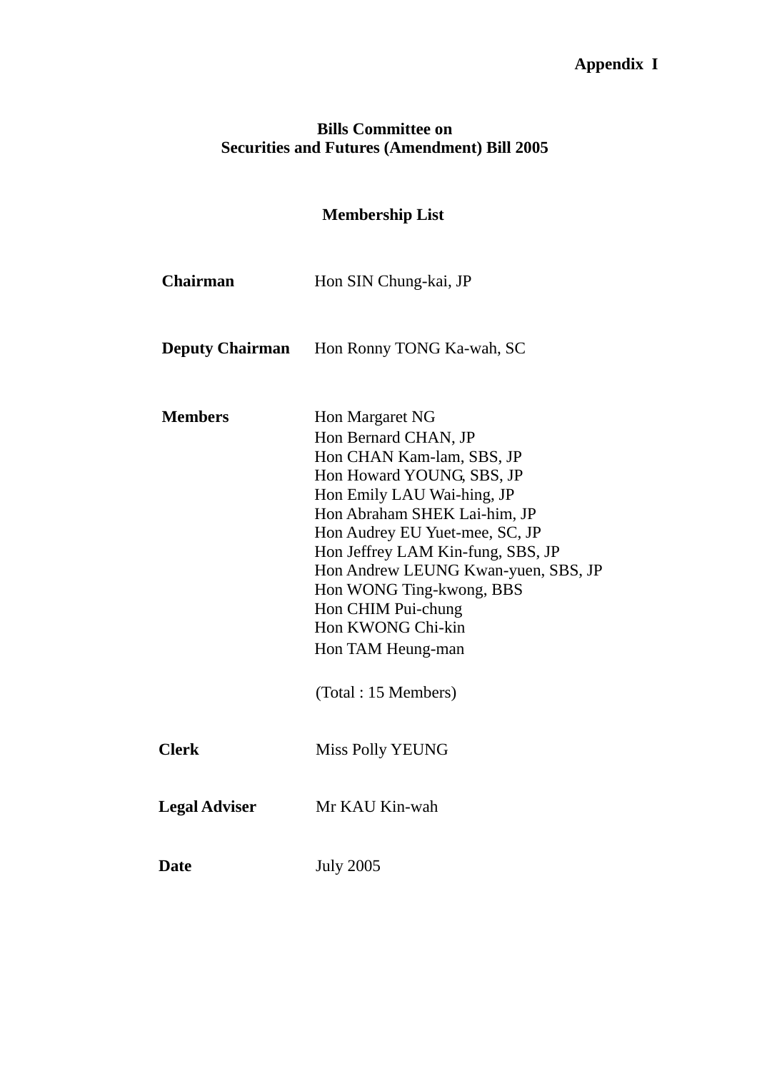**Appendix I**

**Bills Committee on**
**Securities and Futures (Amendment) Bill 2005**

**Membership List**

| | |
|---|---|
| **Chairman** | Hon SIN Chung-kai, JP |
| **Deputy Chairman** | Hon Ronny TONG Ka-wah, SC |
| **Members** | Hon Margaret NG<br>Hon Bernard CHAN, JP<br>Hon CHAN Kam-lam, SBS, JP<br>Hon Howard YOUNG, SBS, JP<br>Hon Emily LAU Wai-hing, JP<br>Hon Abraham SHEK Lai-him, JP<br>Hon Audrey EU Yuet-mee, SC, JP<br>Hon Jeffrey LAM Kin-fung, SBS, JP<br>Hon Andrew LEUNG Kwan-yuen, SBS, JP<br>Hon WONG Ting-kwong, BBS<br>Hon CHIM Pui-chung<br>Hon KWONG Chi-kin<br>Hon TAM Heung-man<br><br>(Total : 15 Members) |
| **Clerk** | Miss Polly YEUNG |
| **Legal Adviser** | Mr KAU Kin-wah |
| **Date** | July 2005 |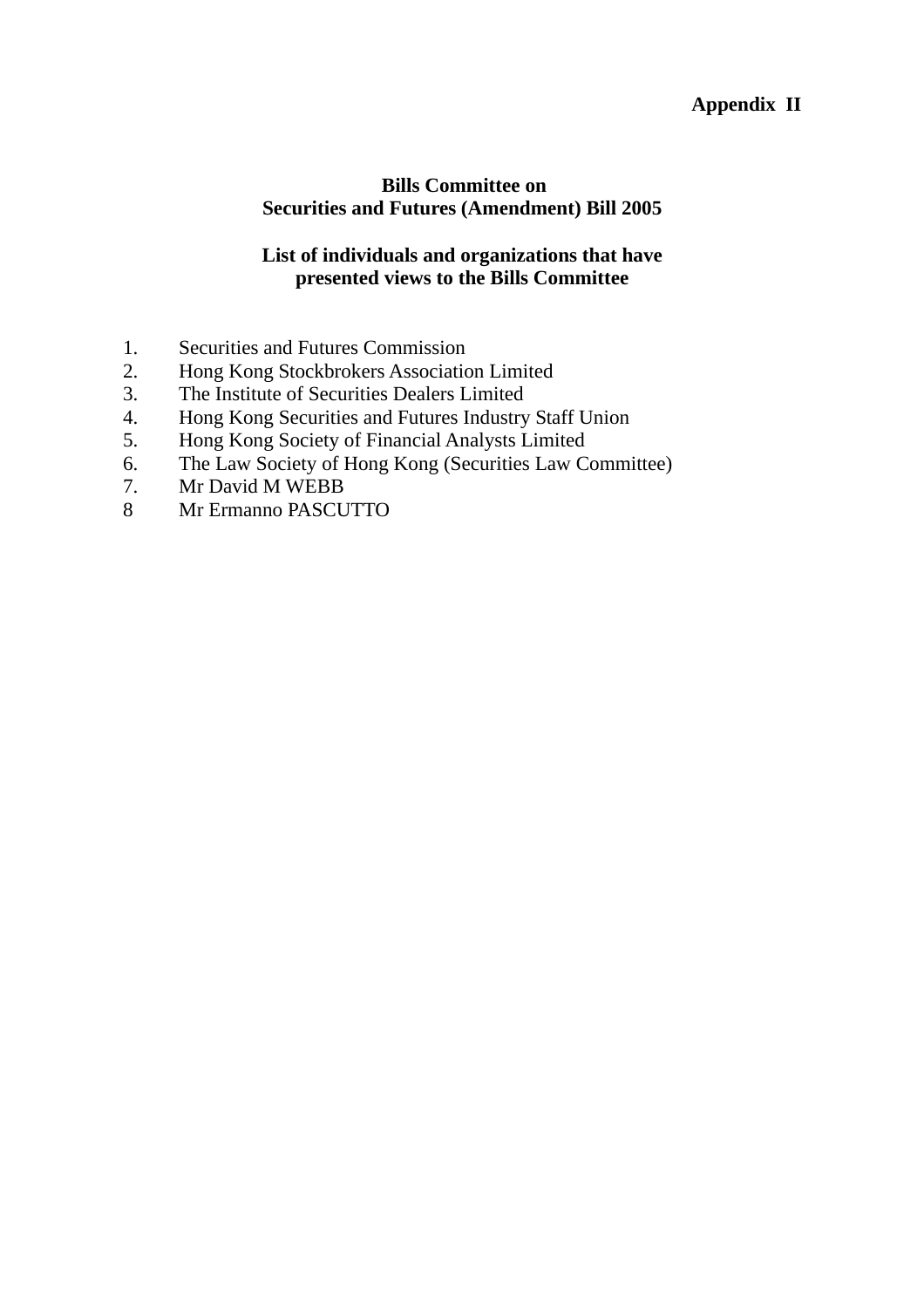**Appendix II**

**Bills Committee on**
**Securities and Futures (Amendment) Bill 2005**

**List of individuals and organizations that have presented views to the Bills Committee**

1. Securities and Futures Commission
2. Hong Kong Stockbrokers Association Limited
3. The Institute of Securities Dealers Limited
4. Hong Kong Securities and Futures Industry Staff Union
5. Hong Kong Society of Financial Analysts Limited
6. The Law Society of Hong Kong (Securities Law Committee)
7. Mr David M WEBB
8. Mr Ermanno PASCUTTO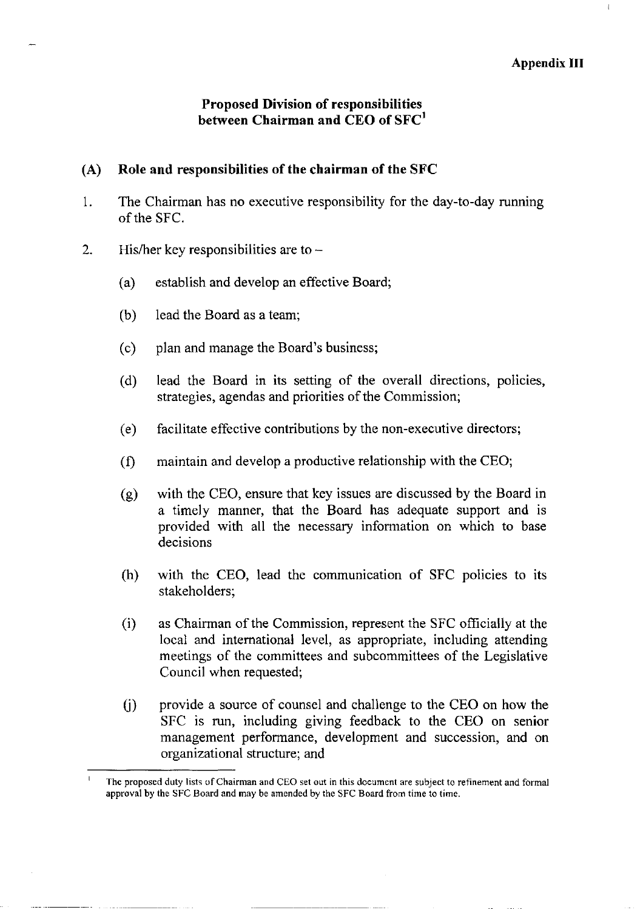**Appendix III**

## Proposed Division of responsibilities between Chairman and CEO of SFC[1]

### (A) Role and responsibilities of the chairman of the SFC

1. The Chairman has no executive responsibility for the day-to-day running of the SFC.

2. His/her key responsibilities are to –

   (a) establish and develop an effective Board;

   (b) lead the Board as a team;

   (c) plan and manage the Board's business;

   (d) lead the Board in its setting of the overall directions, policies, strategies, agendas and priorities of the Commission;

   (e) facilitate effective contributions by the non-executive directors;

   (f) maintain and develop a productive relationship with the CEO;

   (g) with the CEO, ensure that key issues are discussed by the Board in a timely manner, that the Board has adequate support and is provided with all the necessary information on which to base decisions

   (h) with the CEO, lead the communication of SFC policies to its stakeholders;

   (i) as Chairman of the Commission, represent the SFC officially at the local and international level, as appropriate, including attending meetings of the committees and subcommittees of the Legislative Council when requested;

   (j) provide a source of counsel and challenge to the CEO on how the SFC is run, including giving feedback to the CEO on senior management performance, development and succession, and on organizational structure; and

---

[1] The proposed duty lists of Chairman and CEO set out in this document are subject to refinement and formal approval by the SFC Board and may be amended by the SFC Board from time to time.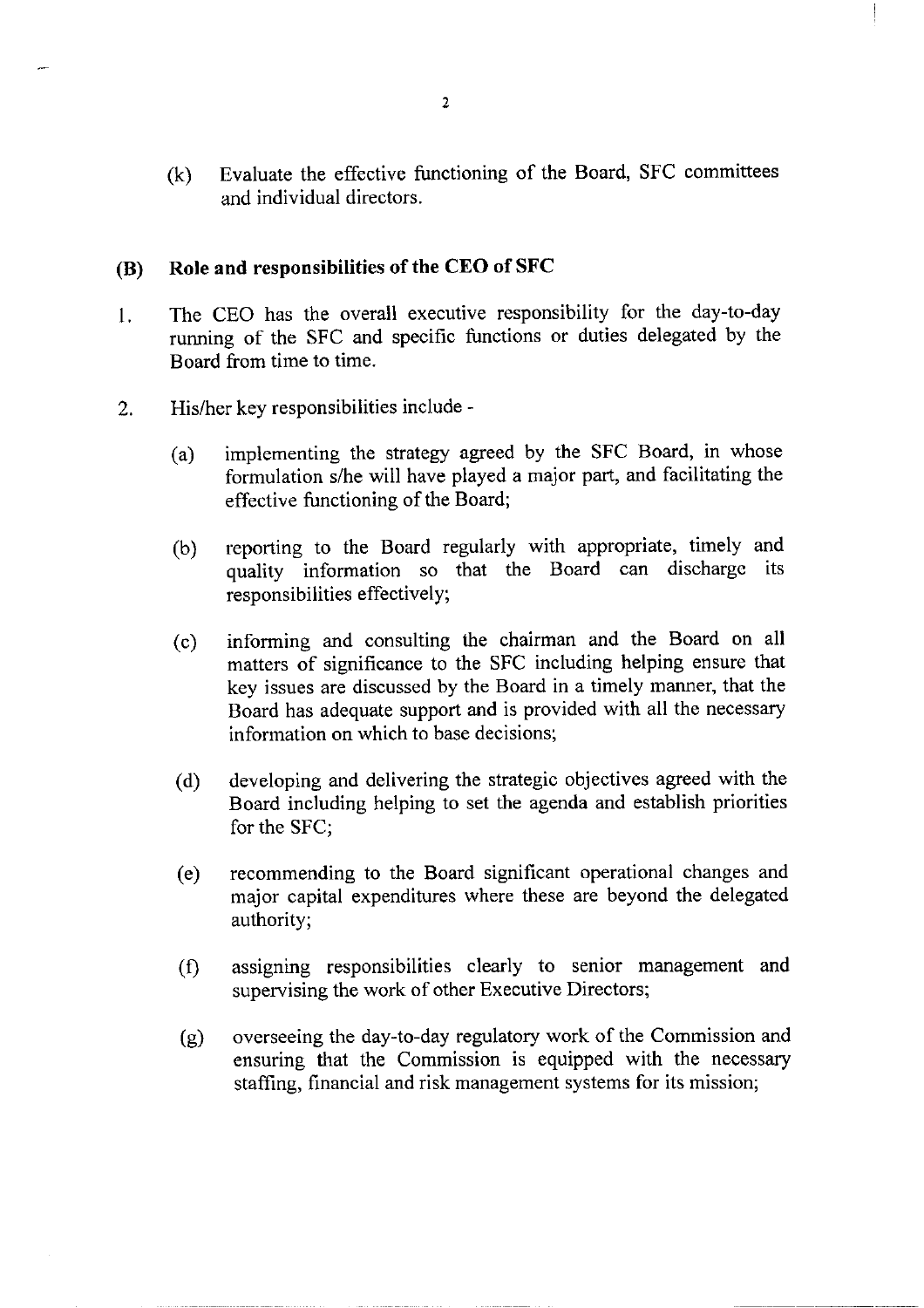(k) Evaluate the effective functioning of the Board, SFC committees and individual directors.

## (B) Role and responsibilities of the CEO of SFC

1. The CEO has the overall executive responsibility for the day-to-day running of the SFC and specific functions or duties delegated by the Board from time to time.

2. His/her key responsibilities include -

   (a) implementing the strategy agreed by the SFC Board, in whose formulation s/he will have played a major part, and facilitating the effective functioning of the Board;

   (b) reporting to the Board regularly with appropriate, timely and quality information so that the Board can discharge its responsibilities effectively;

   (c) informing and consulting the chairman and the Board on all matters of significance to the SFC including helping ensure that key issues are discussed by the Board in a timely manner, that the Board has adequate support and is provided with all the necessary information on which to base decisions;

   (d) developing and delivering the strategic objectives agreed with the Board including helping to set the agenda and establish priorities for the SFC;

   (e) recommending to the Board significant operational changes and major capital expenditures where these are beyond the delegated authority;

   (f) assigning responsibilities clearly to senior management and supervising the work of other Executive Directors;

   (g) overseeing the day-to-day regulatory work of the Commission and ensuring that the Commission is equipped with the necessary staffing, financial and risk management systems for its mission;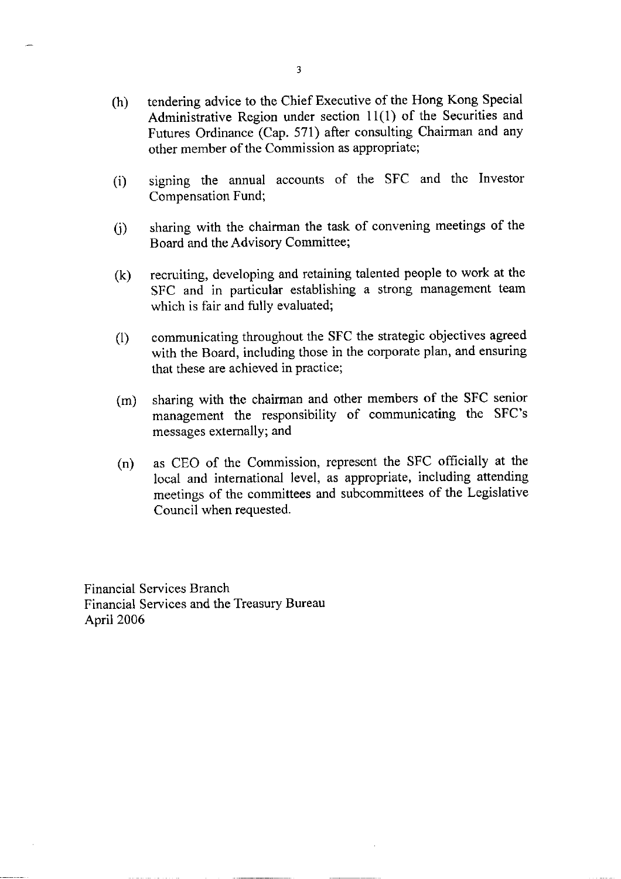(h) tendering advice to the Chief Executive of the Hong Kong Special Administrative Region under section 11(1) of the Securities and Futures Ordinance (Cap. 571) after consulting Chairman and any other member of the Commission as appropriate;

(i) signing the annual accounts of the SFC and the Investor Compensation Fund;

(j) sharing with the chairman the task of convening meetings of the Board and the Advisory Committee;

(k) recruiting, developing and retaining talented people to work at the SFC and in particular establishing a strong management team which is fair and fully evaluated;

(l) communicating throughout the SFC the strategic objectives agreed with the Board, including those in the corporate plan, and ensuring that these are achieved in practice;

(m) sharing with the chairman and other members of the SFC senior management the responsibility of communicating the SFC's messages externally; and

(n) as CEO of the Commission, represent the SFC officially at the local and international level, as appropriate, including attending meetings of the committees and subcommittees of the Legislative Council when requested.

Financial Services Branch
Financial Services and the Treasury Bureau
April 2006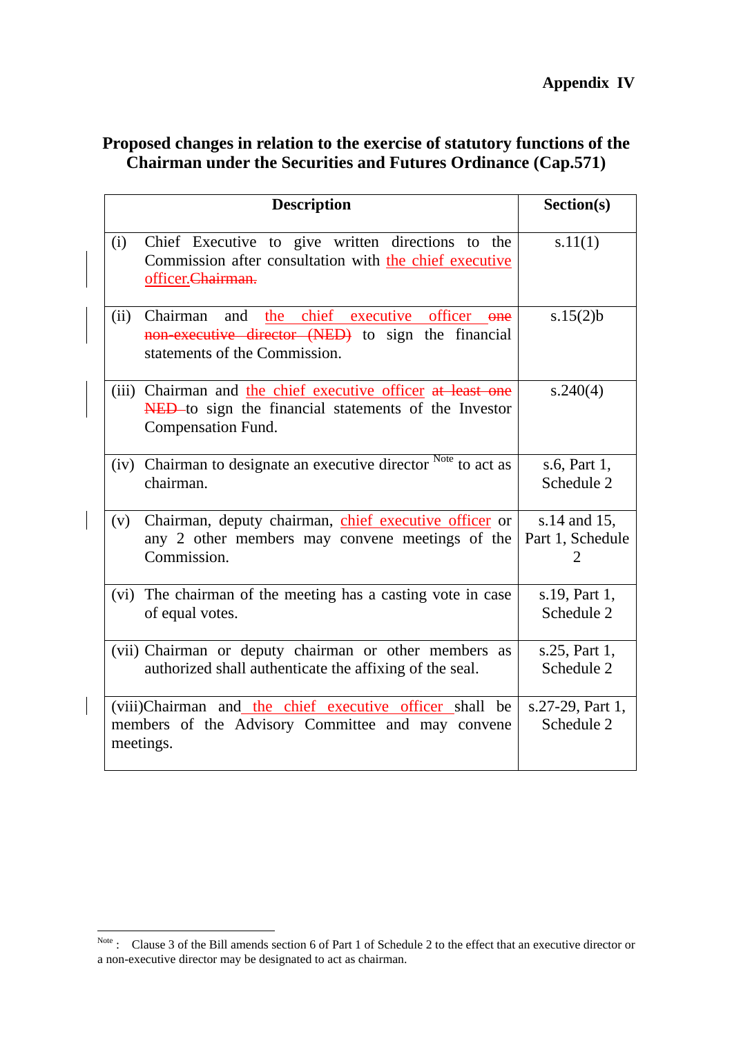**Appendix IV**

## Proposed changes in relation to the exercise of statutory functions of the Chairman under the Securities and Futures Ordinance (Cap.571)

| Description | Section(s) |
|---|---|
| (i) Chief Executive to give written directions to the Commission after consultation with the chief executive officer.~~Chairman.~~ | s.11(1) |
| (ii) Chairman and the chief executive officer ~~one non-executive director (NED)~~ to sign the financial statements of the Commission. | s.15(2)b |
| (iii) Chairman and the chief executive officer ~~at least one NED~~ to sign the financial statements of the Investor Compensation Fund. | s.240(4) |
| (iv) Chairman to designate an executive director [Note] to act as chairman. | s.6, Part 1, Schedule 2 |
| (v) Chairman, deputy chairman, chief executive officer or any 2 other members may convene meetings of the Commission. | s.14 and 15, Part 1, Schedule 2 |
| (vi) The chairman of the meeting has a casting vote in case of equal votes. | s.19, Part 1, Schedule 2 |
| (vii) Chairman or deputy chairman or other members as authorized shall authenticate the affixing of the seal. | s.25, Part 1, Schedule 2 |
| (viii) Chairman and the chief executive officer shall be members of the Advisory Committee and may convene meetings. | s.27-29, Part 1, Schedule 2 |

[Note]: Clause 3 of the Bill amends section 6 of Part 1 of Schedule 2 to the effect that an executive director or a non-executive director may be designated to act as chairman.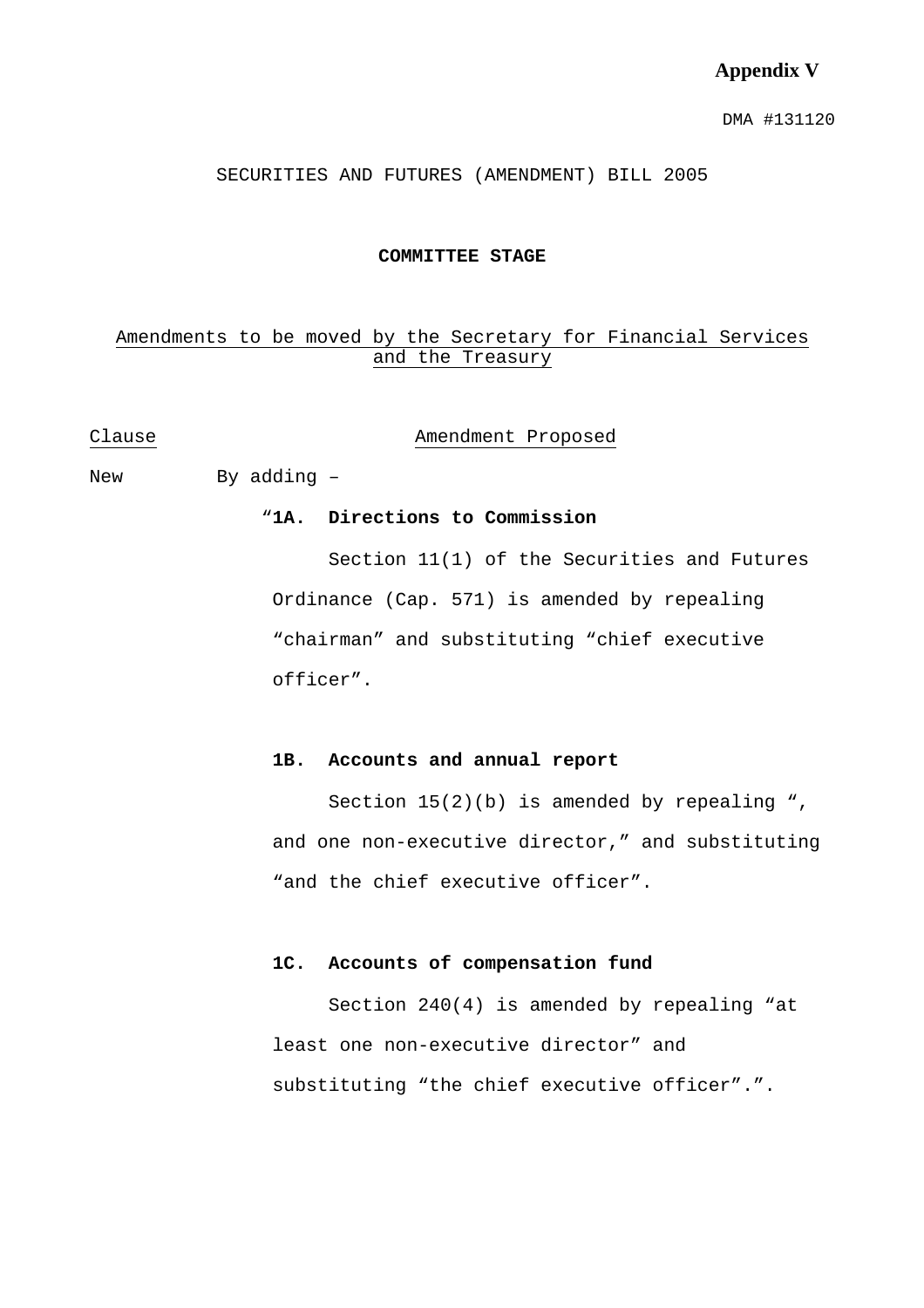**Appendix V**

DMA #131120

SECURITIES AND FUTURES (AMENDMENT) BILL 2005

**COMMITTEE STAGE**

Amendments to be moved by the Secretary for Financial Services and the Treasury

| Clause | Amendment Proposed |
| --- | --- |
| New | By adding – |

"**1A. Directions to Commission**

Section 11(1) of the Securities and Futures Ordinance (Cap. 571) is amended by repealing "chairman" and substituting "chief executive officer".

**1B. Accounts and annual report**

Section 15(2)(b) is amended by repealing ", and one non-executive director," and substituting "and the chief executive officer".

**1C. Accounts of compensation fund**

Section 240(4) is amended by repealing "at least one non-executive director" and substituting "the chief executive officer".".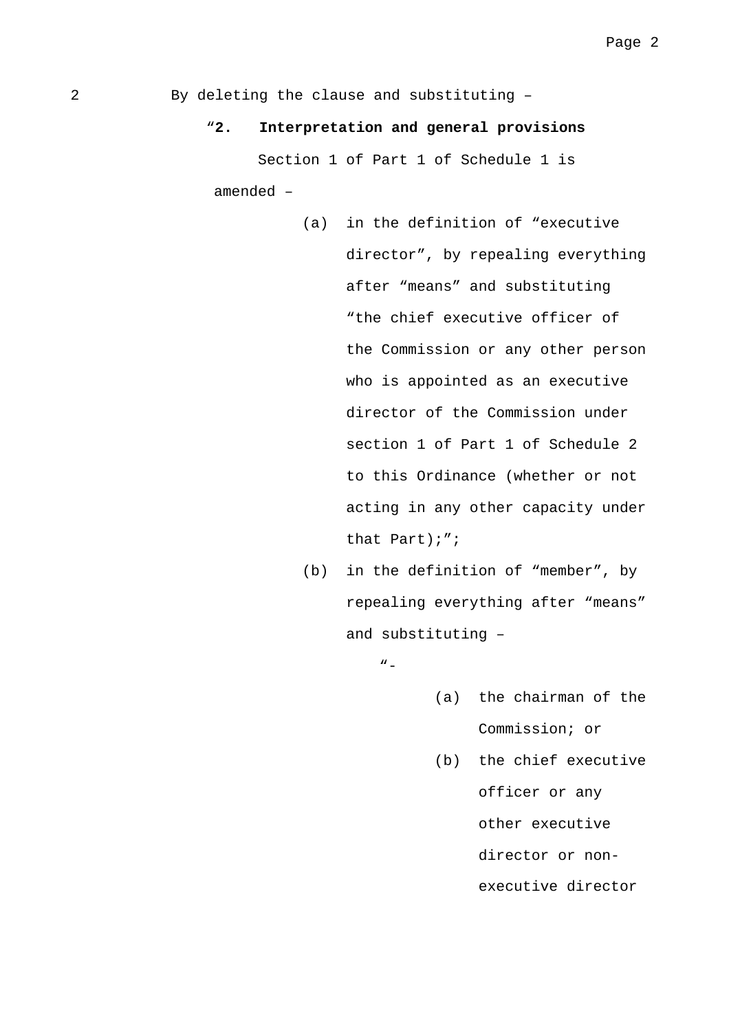2 By deleting the clause and substituting –

“**2. Interpretation and general provisions**

Section 1 of Part 1 of Schedule 1 is amended –

(a) in the definition of “executive director”, by repealing everything after “means” and substituting “the chief executive officer of the Commission or any other person who is appointed as an executive director of the Commission under section 1 of Part 1 of Schedule 2 to this Ordinance (whether or not acting in any other capacity under that Part);”;

(b) in the definition of “member”, by repealing everything after “means” and substituting –

“-

(a) the chairman of the Commission; or

(b) the chief executive officer or any other executive director or non-executive director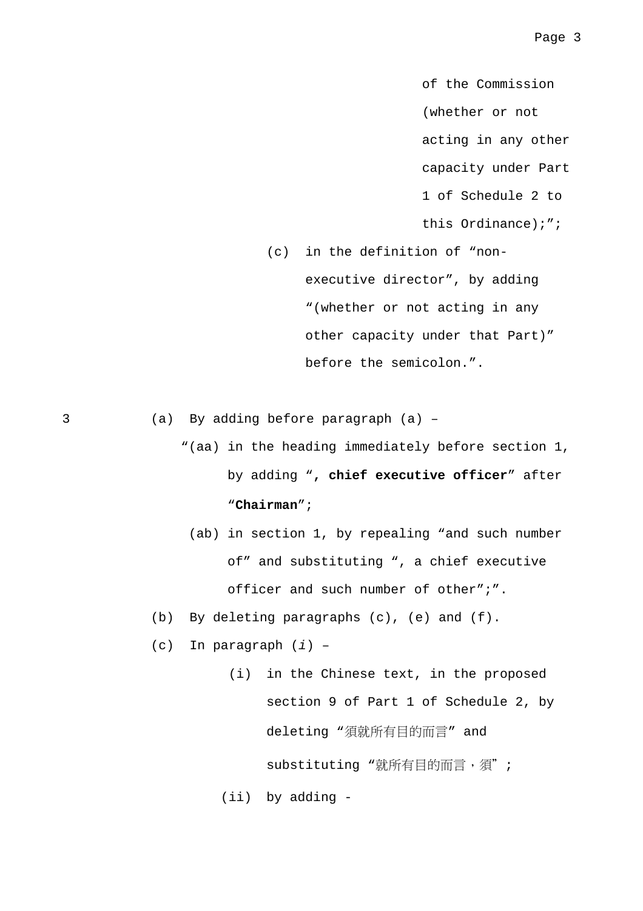of the Commission (whether or not acting in any other capacity under Part 1 of Schedule 2 to this Ordinance);”;

(c) in the definition of “non-executive director”, by adding “(whether or not acting in any other capacity under that Part)” before the semicolon.”.

3 (a) By adding before paragraph (a) –

“(aa) in the heading immediately before section 1, by adding “**, chief executive officer**” after “**Chairman**”;

(ab) in section 1, by repealing “and such number of” and substituting “, a chief executive officer and such number of other”;”.

(b) By deleting paragraphs (c), (e) and (f).

(c) In paragraph (*i*) –

(i) in the Chinese text, in the proposed section 9 of Part 1 of Schedule 2, by deleting “須就所有目的而言” and substituting “就所有目的而言，須”;

(ii) by adding -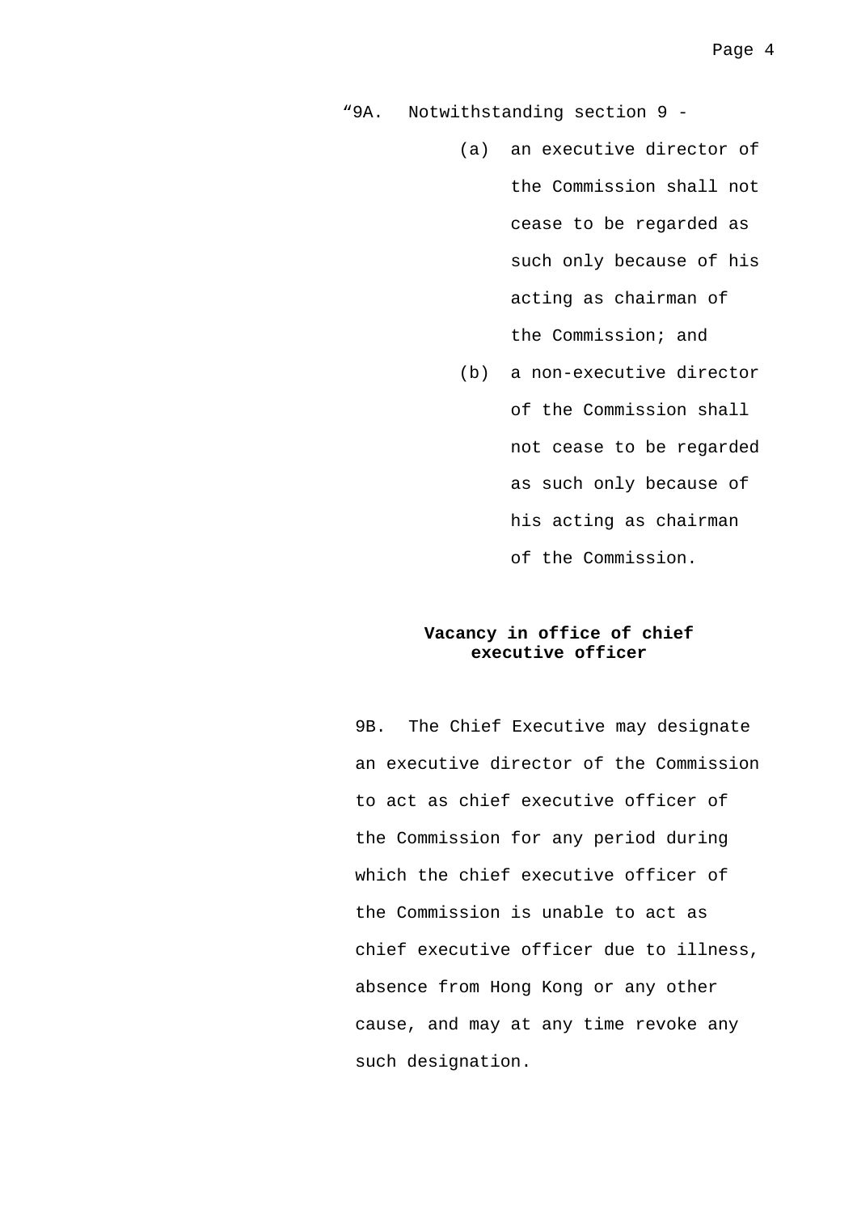"9A. Notwithstanding section 9 -

(a) an executive director of the Commission shall not cease to be regarded as such only because of his acting as chairman of the Commission; and

(b) a non-executive director of the Commission shall not cease to be regarded as such only because of his acting as chairman of the Commission.

**Vacancy in office of chief executive officer**

9B. The Chief Executive may designate an executive director of the Commission to act as chief executive officer of the Commission for any period during which the chief executive officer of the Commission is unable to act as chief executive officer due to illness, absence from Hong Kong or any other cause, and may at any time revoke any such designation.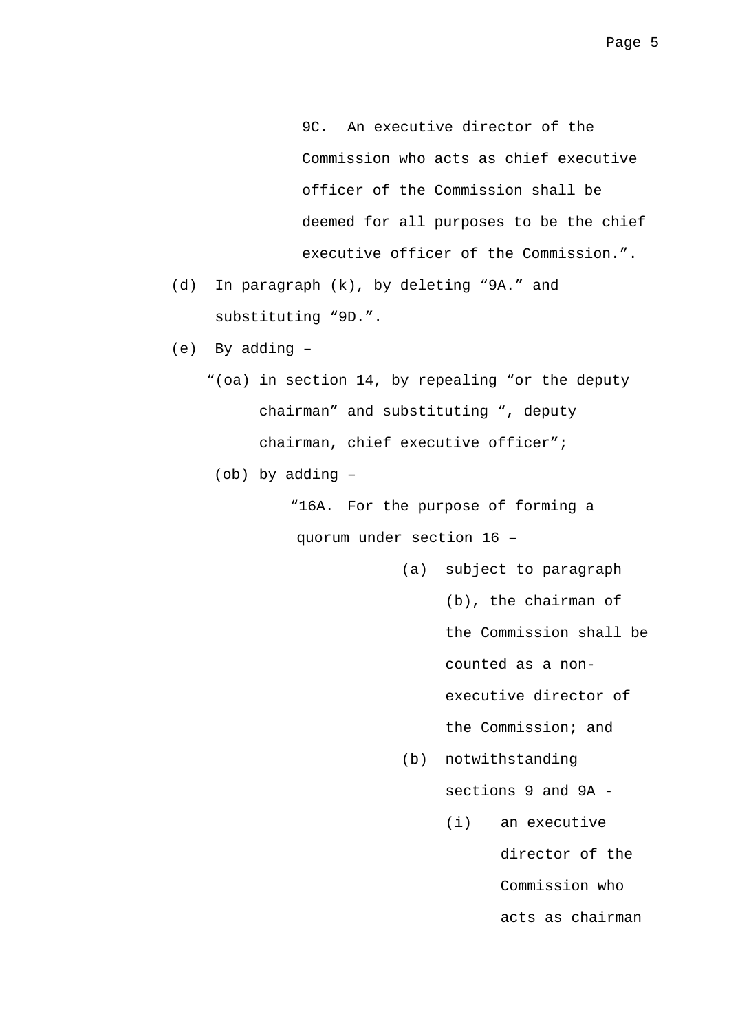9C. An executive director of the Commission who acts as chief executive officer of the Commission shall be deemed for all purposes to be the chief executive officer of the Commission.”.

(d) In paragraph (k), by deleting “9A.” and substituting “9D.”.

(e) By adding –

“(oa) in section 14, by repealing “or the deputy chairman” and substituting “, deputy chairman, chief executive officer”;

(ob) by adding –

“16A. For the purpose of forming a quorum under section 16 –

(a) subject to paragraph (b), the chairman of the Commission shall be counted as a non-executive director of the Commission; and

(b) notwithstanding sections 9 and 9A -

(i) an executive director of the Commission who acts as chairman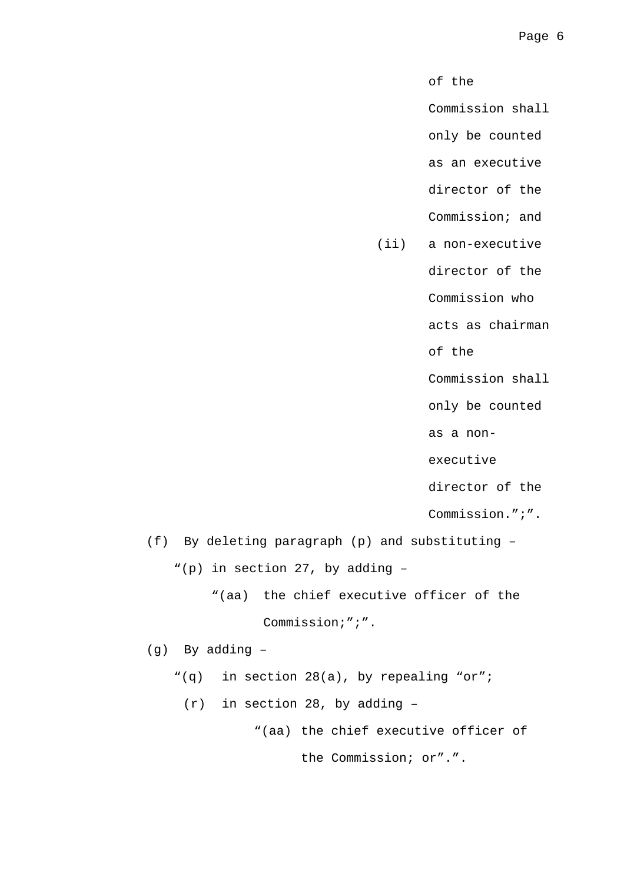of the Commission shall only be counted as an executive director of the Commission; and

(ii) a non-executive director of the Commission who acts as chairman of the Commission shall only be counted as a non-executive director of the Commission.";".

(f) By deleting paragraph (p) and substituting –

"(p) in section 27, by adding –

"(aa) the chief executive officer of the Commission;";".

(g) By adding –

"(q) in section 28(a), by repealing "or";

(r) in section 28, by adding –

"(aa) the chief executive officer of the Commission; or".".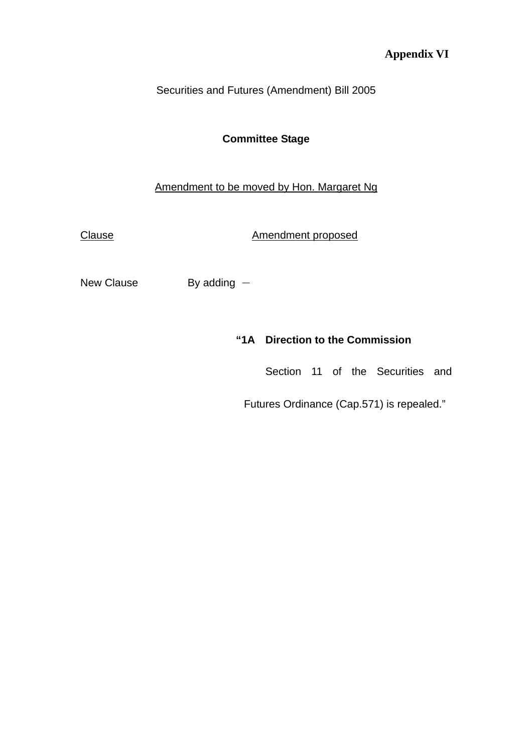**Appendix VI**

Securities and Futures (Amendment) Bill 2005

**Committee Stage**

Amendment to be moved by Hon. Margaret Ng

| Clause | Amendment proposed |
| --- | --- |
| New Clause | By adding － |

**"1A Direction to the Commission**

Section 11 of the Securities and Futures Ordinance (Cap.571) is repealed."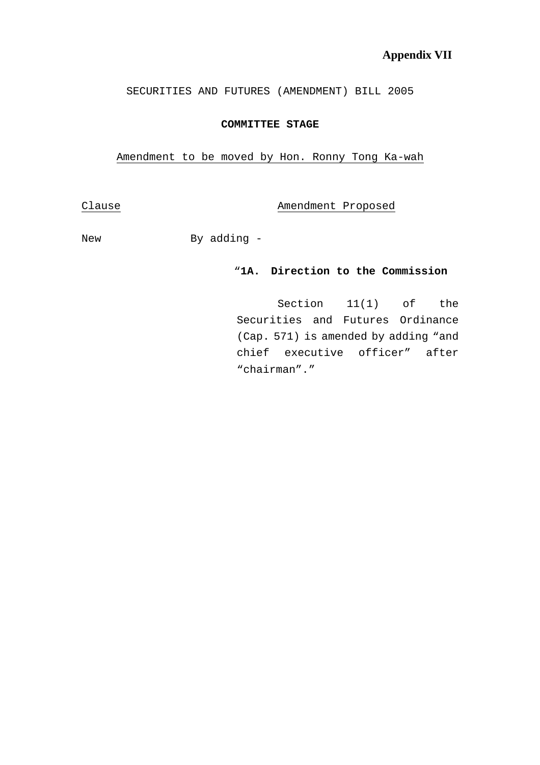**Appendix VII**

SECURITIES AND FUTURES (AMENDMENT) BILL 2005

**COMMITTEE STAGE**

<u>Amendment to be moved by Hon. Ronny Tong Ka-wah</u>

| <u>Clause</u> | <u>Amendment Proposed</u> |
| --- | --- |
| New | By adding - |

"**1A. Direction to the Commission**

Section 11(1) of the Securities and Futures Ordinance (Cap. 571) is amended by adding "and chief executive officer" after "chairman"."